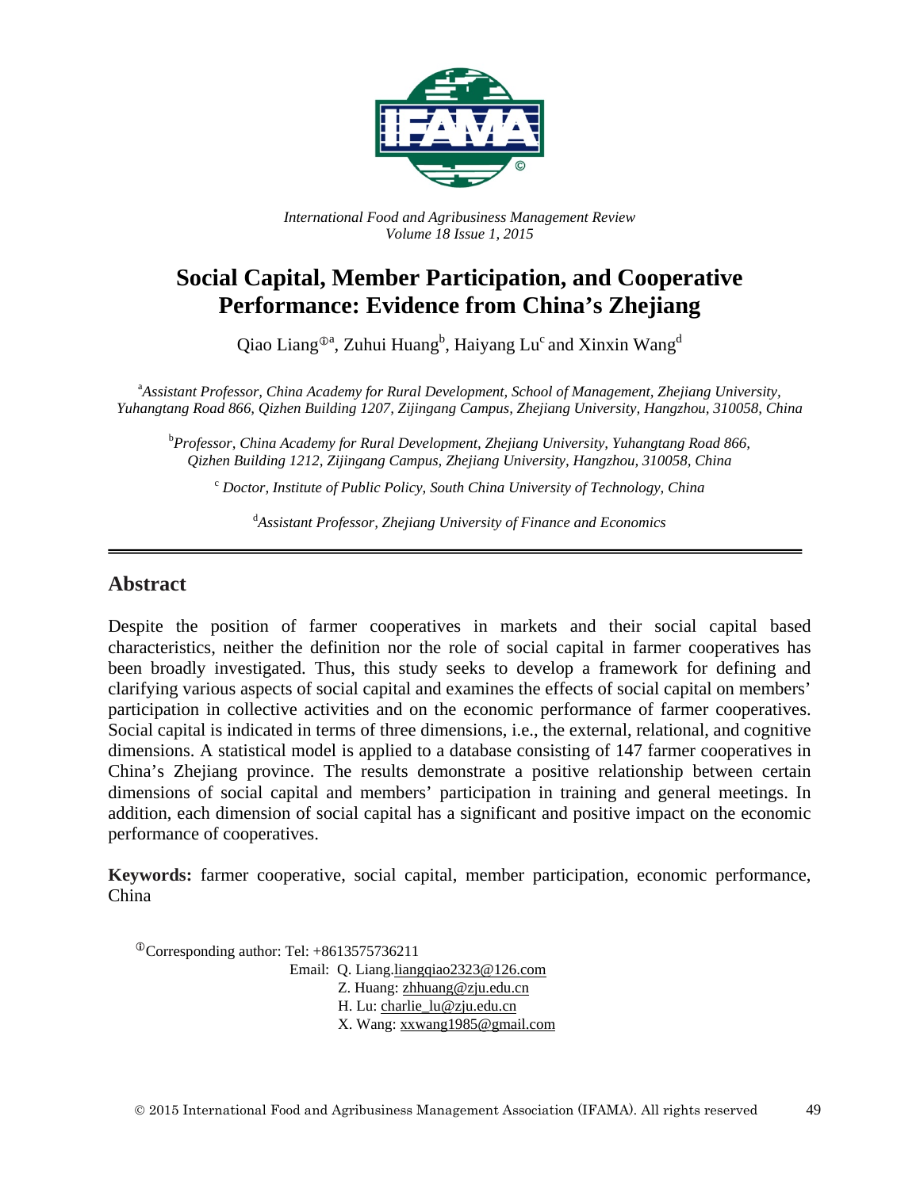*International Food and Agribusiness Management Review*
*Volume 18 Issue 1, 2015*

# Social Capital, Member Participation, and Cooperative Performance: Evidence from China's Zhejiang

Qiao Liang[①a], Zuhui Huang[b], Haiyang Lu[c] and Xinxin Wang[d]

[a]*Assistant Professor, China Academy for Rural Development, School of Management, Zhejiang University, Yuhangtang Road 866, Qizhen Building 1207, Zijingang Campus, Zhejiang University, Hangzhou, 310058, China*

[b]*Professor, China Academy for Rural Development, Zhejiang University, Yuhangtang Road 866, Qizhen Building 1212, Zijingang Campus, Zhejiang University, Hangzhou, 310058, China*

[c] *Doctor, Institute of Public Policy, South China University of Technology, China*

[d]*Assistant Professor, Zhejiang University of Finance and Economics*

## Abstract

Despite the position of farmer cooperatives in markets and their social capital based characteristics, neither the definition nor the role of social capital in farmer cooperatives has been broadly investigated. Thus, this study seeks to develop a framework for defining and clarifying various aspects of social capital and examines the effects of social capital on members' participation in collective activities and on the economic performance of farmer cooperatives. Social capital is indicated in terms of three dimensions, i.e., the external, relational, and cognitive dimensions. A statistical model is applied to a database consisting of 147 farmer cooperatives in China's Zhejiang province. The results demonstrate a positive relationship between certain dimensions of social capital and members' participation in training and general meetings. In addition, each dimension of social capital has a significant and positive impact on the economic performance of cooperatives.

**Keywords:** farmer cooperative, social capital, member participation, economic performance, China

[①]Corresponding author: Tel: +8613575736211
Email: Q. Liang.liangqiao2323@126.com
Z. Huang: zhhuang@zju.edu.cn
H. Lu: charlie_lu@zju.edu.cn
X. Wang: xxwang1985@gmail.com

© 2015 International Food and Agribusiness Management Association (IFAMA). All rights reserved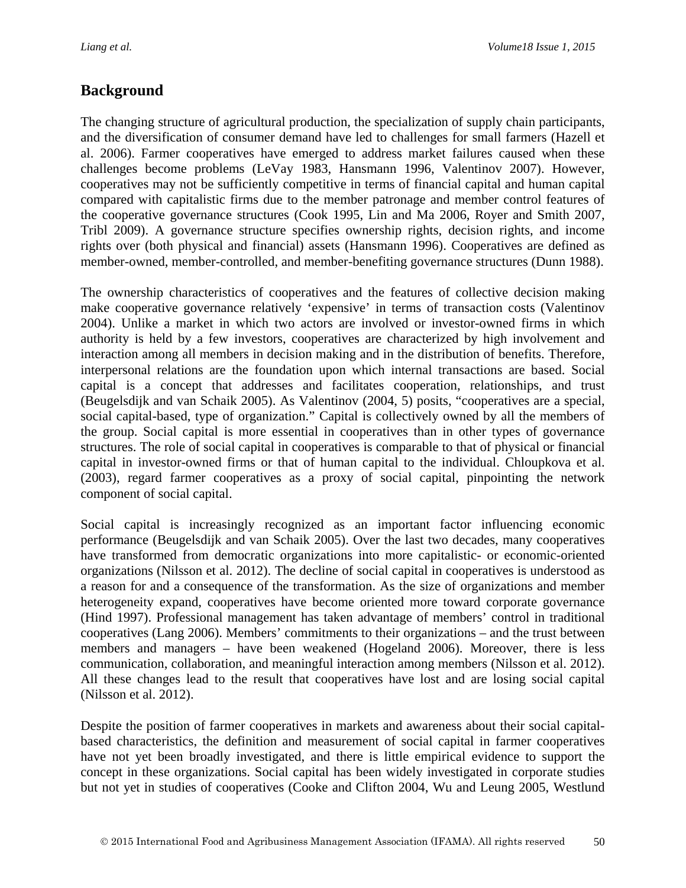## Background

The changing structure of agricultural production, the specialization of supply chain participants, and the diversification of consumer demand have led to challenges for small farmers (Hazell et al. 2006). Farmer cooperatives have emerged to address market failures caused when these challenges become problems (LeVay 1983, Hansmann 1996, Valentinov 2007). However, cooperatives may not be sufficiently competitive in terms of financial capital and human capital compared with capitalistic firms due to the member patronage and member control features of the cooperative governance structures (Cook 1995, Lin and Ma 2006, Royer and Smith 2007, Tribl 2009). A governance structure specifies ownership rights, decision rights, and income rights over (both physical and financial) assets (Hansmann 1996). Cooperatives are defined as member-owned, member-controlled, and member-benefiting governance structures (Dunn 1988).

The ownership characteristics of cooperatives and the features of collective decision making make cooperative governance relatively 'expensive' in terms of transaction costs (Valentinov 2004). Unlike a market in which two actors are involved or investor-owned firms in which authority is held by a few investors, cooperatives are characterized by high involvement and interaction among all members in decision making and in the distribution of benefits. Therefore, interpersonal relations are the foundation upon which internal transactions are based. Social capital is a concept that addresses and facilitates cooperation, relationships, and trust (Beugelsdijk and van Schaik 2005). As Valentinov (2004, 5) posits, "cooperatives are a special, social capital-based, type of organization." Capital is collectively owned by all the members of the group. Social capital is more essential in cooperatives than in other types of governance structures. The role of social capital in cooperatives is comparable to that of physical or financial capital in investor-owned firms or that of human capital to the individual. Chloupkova et al. (2003), regard farmer cooperatives as a proxy of social capital, pinpointing the network component of social capital.

Social capital is increasingly recognized as an important factor influencing economic performance (Beugelsdijk and van Schaik 2005). Over the last two decades, many cooperatives have transformed from democratic organizations into more capitalistic- or economic-oriented organizations (Nilsson et al. 2012). The decline of social capital in cooperatives is understood as a reason for and a consequence of the transformation. As the size of organizations and member heterogeneity expand, cooperatives have become oriented more toward corporate governance (Hind 1997). Professional management has taken advantage of members' control in traditional cooperatives (Lang 2006). Members' commitments to their organizations – and the trust between members and managers – have been weakened (Hogeland 2006). Moreover, there is less communication, collaboration, and meaningful interaction among members (Nilsson et al. 2012). All these changes lead to the result that cooperatives have lost and are losing social capital (Nilsson et al. 2012).

Despite the position of farmer cooperatives in markets and awareness about their social capital-based characteristics, the definition and measurement of social capital in farmer cooperatives have not yet been broadly investigated, and there is little empirical evidence to support the concept in these organizations. Social capital has been widely investigated in corporate studies but not yet in studies of cooperatives (Cooke and Clifton 2004, Wu and Leung 2005, Westlund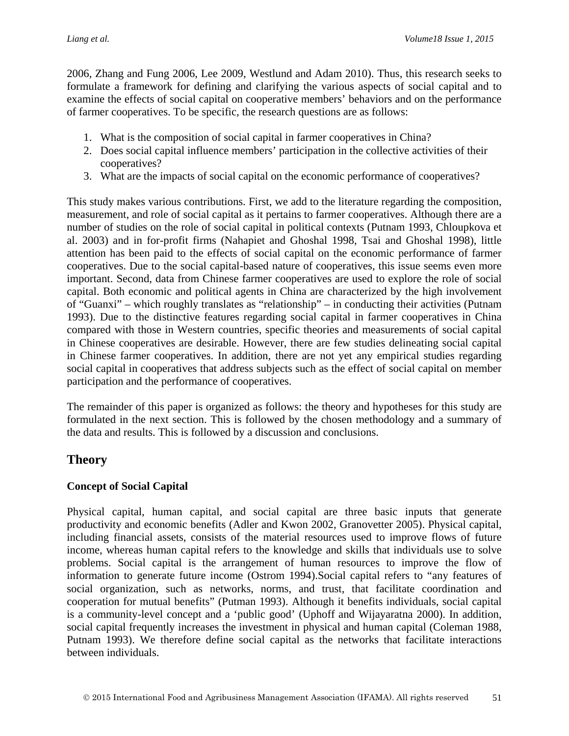2006, Zhang and Fung 2006, Lee 2009, Westlund and Adam 2010). Thus, this research seeks to formulate a framework for defining and clarifying the various aspects of social capital and to examine the effects of social capital on cooperative members' behaviors and on the performance of farmer cooperatives. To be specific, the research questions are as follows:

1. What is the composition of social capital in farmer cooperatives in China?
2. Does social capital influence members' participation in the collective activities of their cooperatives?
3. What are the impacts of social capital on the economic performance of cooperatives?

This study makes various contributions. First, we add to the literature regarding the composition, measurement, and role of social capital as it pertains to farmer cooperatives. Although there are a number of studies on the role of social capital in political contexts (Putnam 1993, Chloupkova et al. 2003) and in for-profit firms (Nahapiet and Ghoshal 1998, Tsai and Ghoshal 1998), little attention has been paid to the effects of social capital on the economic performance of farmer cooperatives. Due to the social capital-based nature of cooperatives, this issue seems even more important. Second, data from Chinese farmer cooperatives are used to explore the role of social capital. Both economic and political agents in China are characterized by the high involvement of "Guanxi" – which roughly translates as "relationship" – in conducting their activities (Putnam 1993). Due to the distinctive features regarding social capital in farmer cooperatives in China compared with those in Western countries, specific theories and measurements of social capital in Chinese cooperatives are desirable. However, there are few studies delineating social capital in Chinese farmer cooperatives. In addition, there are not yet any empirical studies regarding social capital in cooperatives that address subjects such as the effect of social capital on member participation and the performance of cooperatives.

The remainder of this paper is organized as follows: the theory and hypotheses for this study are formulated in the next section. This is followed by the chosen methodology and a summary of the data and results. This is followed by a discussion and conclusions.

## Theory

### Concept of Social Capital

Physical capital, human capital, and social capital are three basic inputs that generate productivity and economic benefits (Adler and Kwon 2002, Granovetter 2005). Physical capital, including financial assets, consists of the material resources used to improve flows of future income, whereas human capital refers to the knowledge and skills that individuals use to solve problems. Social capital is the arrangement of human resources to improve the flow of information to generate future income (Ostrom 1994).Social capital refers to "any features of social organization, such as networks, norms, and trust, that facilitate coordination and cooperation for mutual benefits" (Putman 1993). Although it benefits individuals, social capital is a community-level concept and a 'public good' (Uphoff and Wijayaratna 2000). In addition, social capital frequently increases the investment in physical and human capital (Coleman 1988, Putnam 1993). We therefore define social capital as the networks that facilitate interactions between individuals.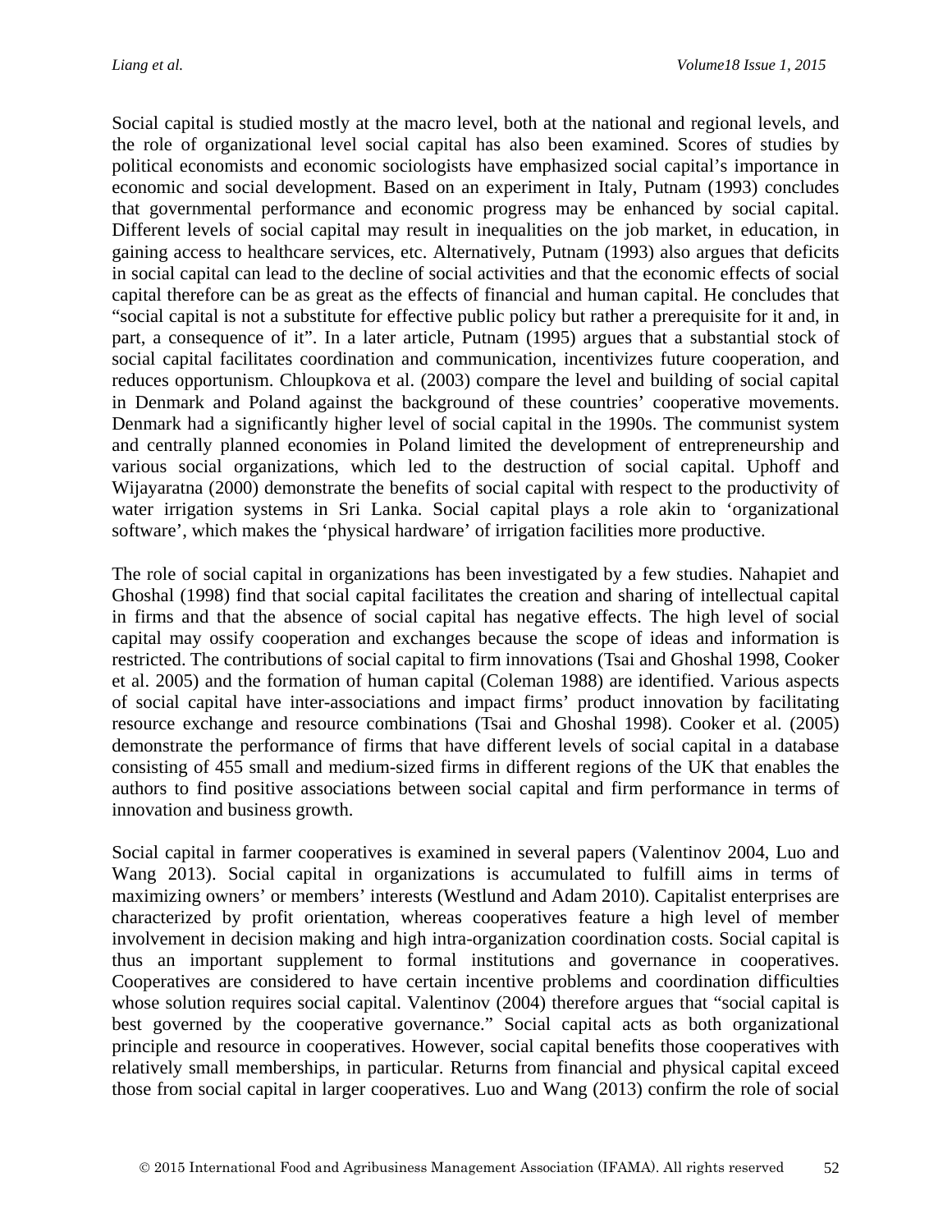Social capital is studied mostly at the macro level, both at the national and regional levels, and the role of organizational level social capital has also been examined. Scores of studies by political economists and economic sociologists have emphasized social capital's importance in economic and social development. Based on an experiment in Italy, Putnam (1993) concludes that governmental performance and economic progress may be enhanced by social capital. Different levels of social capital may result in inequalities on the job market, in education, in gaining access to healthcare services, etc. Alternatively, Putnam (1993) also argues that deficits in social capital can lead to the decline of social activities and that the economic effects of social capital therefore can be as great as the effects of financial and human capital. He concludes that "social capital is not a substitute for effective public policy but rather a prerequisite for it and, in part, a consequence of it". In a later article, Putnam (1995) argues that a substantial stock of social capital facilitates coordination and communication, incentivizes future cooperation, and reduces opportunism. Chloupkova et al. (2003) compare the level and building of social capital in Denmark and Poland against the background of these countries' cooperative movements. Denmark had a significantly higher level of social capital in the 1990s. The communist system and centrally planned economies in Poland limited the development of entrepreneurship and various social organizations, which led to the destruction of social capital. Uphoff and Wijayaratna (2000) demonstrate the benefits of social capital with respect to the productivity of water irrigation systems in Sri Lanka. Social capital plays a role akin to 'organizational software', which makes the 'physical hardware' of irrigation facilities more productive.

The role of social capital in organizations has been investigated by a few studies. Nahapiet and Ghoshal (1998) find that social capital facilitates the creation and sharing of intellectual capital in firms and that the absence of social capital has negative effects. The high level of social capital may ossify cooperation and exchanges because the scope of ideas and information is restricted. The contributions of social capital to firm innovations (Tsai and Ghoshal 1998, Cooker et al. 2005) and the formation of human capital (Coleman 1988) are identified. Various aspects of social capital have inter-associations and impact firms' product innovation by facilitating resource exchange and resource combinations (Tsai and Ghoshal 1998). Cooker et al. (2005) demonstrate the performance of firms that have different levels of social capital in a database consisting of 455 small and medium-sized firms in different regions of the UK that enables the authors to find positive associations between social capital and firm performance in terms of innovation and business growth.

Social capital in farmer cooperatives is examined in several papers (Valentinov 2004, Luo and Wang 2013). Social capital in organizations is accumulated to fulfill aims in terms of maximizing owners' or members' interests (Westlund and Adam 2010). Capitalist enterprises are characterized by profit orientation, whereas cooperatives feature a high level of member involvement in decision making and high intra-organization coordination costs. Social capital is thus an important supplement to formal institutions and governance in cooperatives. Cooperatives are considered to have certain incentive problems and coordination difficulties whose solution requires social capital. Valentinov (2004) therefore argues that "social capital is best governed by the cooperative governance." Social capital acts as both organizational principle and resource in cooperatives. However, social capital benefits those cooperatives with relatively small memberships, in particular. Returns from financial and physical capital exceed those from social capital in larger cooperatives. Luo and Wang (2013) confirm the role of social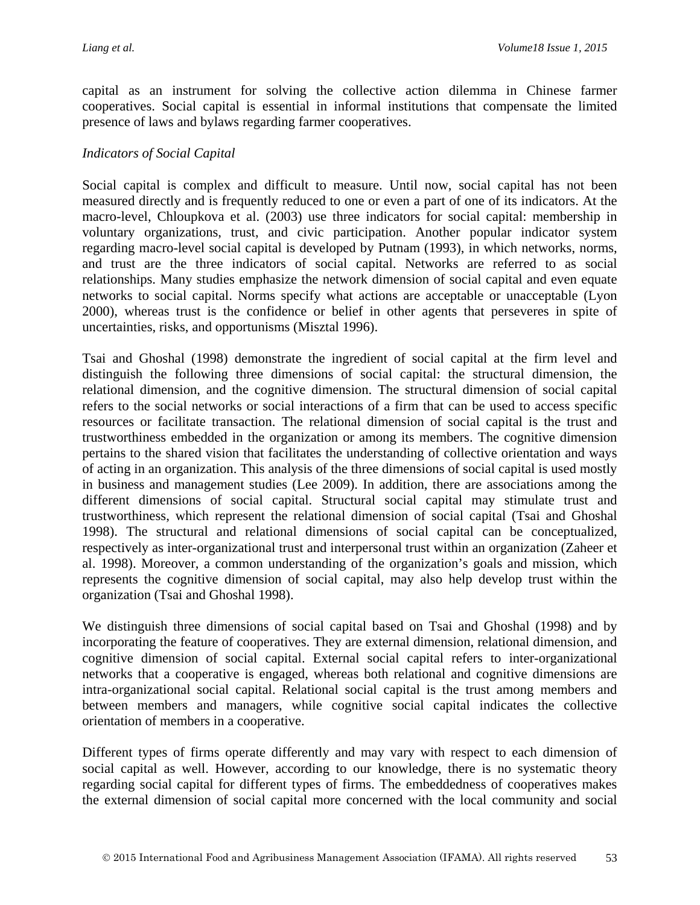capital as an instrument for solving the collective action dilemma in Chinese farmer cooperatives. Social capital is essential in informal institutions that compensate the limited presence of laws and bylaws regarding farmer cooperatives.

*Indicators of Social Capital*

Social capital is complex and difficult to measure. Until now, social capital has not been measured directly and is frequently reduced to one or even a part of one of its indicators. At the macro-level, Chloupkova et al. (2003) use three indicators for social capital: membership in voluntary organizations, trust, and civic participation. Another popular indicator system regarding macro-level social capital is developed by Putnam (1993), in which networks, norms, and trust are the three indicators of social capital. Networks are referred to as social relationships. Many studies emphasize the network dimension of social capital and even equate networks to social capital. Norms specify what actions are acceptable or unacceptable (Lyon 2000), whereas trust is the confidence or belief in other agents that perseveres in spite of uncertainties, risks, and opportunisms (Misztal 1996).

Tsai and Ghoshal (1998) demonstrate the ingredient of social capital at the firm level and distinguish the following three dimensions of social capital: the structural dimension, the relational dimension, and the cognitive dimension. The structural dimension of social capital refers to the social networks or social interactions of a firm that can be used to access specific resources or facilitate transaction. The relational dimension of social capital is the trust and trustworthiness embedded in the organization or among its members. The cognitive dimension pertains to the shared vision that facilitates the understanding of collective orientation and ways of acting in an organization. This analysis of the three dimensions of social capital is used mostly in business and management studies (Lee 2009). In addition, there are associations among the different dimensions of social capital. Structural social capital may stimulate trust and trustworthiness, which represent the relational dimension of social capital (Tsai and Ghoshal 1998). The structural and relational dimensions of social capital can be conceptualized, respectively as inter-organizational trust and interpersonal trust within an organization (Zaheer et al. 1998). Moreover, a common understanding of the organization's goals and mission, which represents the cognitive dimension of social capital, may also help develop trust within the organization (Tsai and Ghoshal 1998).

We distinguish three dimensions of social capital based on Tsai and Ghoshal (1998) and by incorporating the feature of cooperatives. They are external dimension, relational dimension, and cognitive dimension of social capital. External social capital refers to inter-organizational networks that a cooperative is engaged, whereas both relational and cognitive dimensions are intra-organizational social capital. Relational social capital is the trust among members and between members and managers, while cognitive social capital indicates the collective orientation of members in a cooperative.

Different types of firms operate differently and may vary with respect to each dimension of social capital as well. However, according to our knowledge, there is no systematic theory regarding social capital for different types of firms. The embeddedness of cooperatives makes the external dimension of social capital more concerned with the local community and social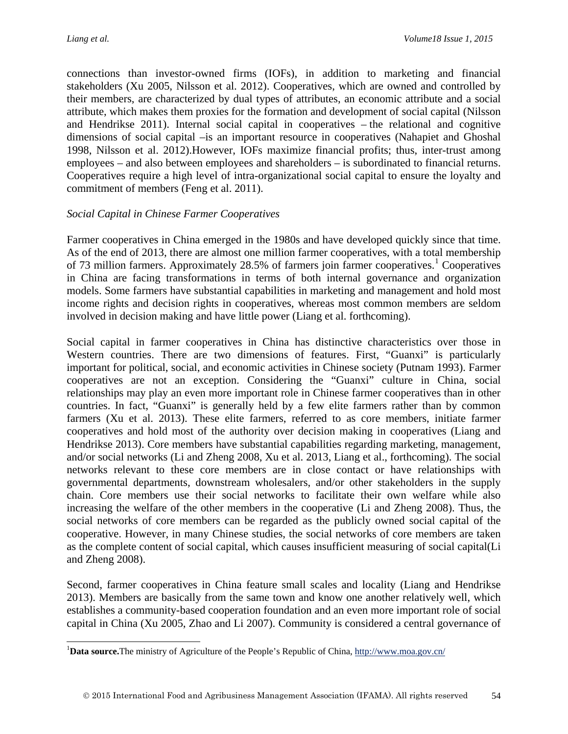connections than investor-owned firms (IOFs), in addition to marketing and financial stakeholders (Xu 2005, Nilsson et al. 2012). Cooperatives, which are owned and controlled by their members, are characterized by dual types of attributes, an economic attribute and a social attribute, which makes them proxies for the formation and development of social capital (Nilsson and Hendrikse 2011). Internal social capital in cooperatives – the relational and cognitive dimensions of social capital –is an important resource in cooperatives (Nahapiet and Ghoshal 1998, Nilsson et al. 2012).However, IOFs maximize financial profits; thus, inter-trust among employees – and also between employees and shareholders – is subordinated to financial returns. Cooperatives require a high level of intra-organizational social capital to ensure the loyalty and commitment of members (Feng et al. 2011).

*Social Capital in Chinese Farmer Cooperatives*

Farmer cooperatives in China emerged in the 1980s and have developed quickly since that time. As of the end of 2013, there are almost one million farmer cooperatives, with a total membership of 73 million farmers. Approximately 28.5% of farmers join farmer cooperatives.[1] Cooperatives in China are facing transformations in terms of both internal governance and organization models. Some farmers have substantial capabilities in marketing and management and hold most income rights and decision rights in cooperatives, whereas most common members are seldom involved in decision making and have little power (Liang et al. forthcoming).

Social capital in farmer cooperatives in China has distinctive characteristics over those in Western countries. There are two dimensions of features. First, "Guanxi" is particularly important for political, social, and economic activities in Chinese society (Putnam 1993). Farmer cooperatives are not an exception. Considering the "Guanxi" culture in China, social relationships may play an even more important role in Chinese farmer cooperatives than in other countries. In fact, "Guanxi" is generally held by a few elite farmers rather than by common farmers (Xu et al. 2013). These elite farmers, referred to as core members, initiate farmer cooperatives and hold most of the authority over decision making in cooperatives (Liang and Hendrikse 2013). Core members have substantial capabilities regarding marketing, management, and/or social networks (Li and Zheng 2008, Xu et al. 2013, Liang et al., forthcoming). The social networks relevant to these core members are in close contact or have relationships with governmental departments, downstream wholesalers, and/or other stakeholders in the supply chain. Core members use their social networks to facilitate their own welfare while also increasing the welfare of the other members in the cooperative (Li and Zheng 2008). Thus, the social networks of core members can be regarded as the publicly owned social capital of the cooperative. However, in many Chinese studies, the social networks of core members are taken as the complete content of social capital, which causes insufficient measuring of social capital(Li and Zheng 2008).

Second, farmer cooperatives in China feature small scales and locality (Liang and Hendrikse 2013). Members are basically from the same town and know one another relatively well, which establishes a community-based cooperation foundation and an even more important role of social capital in China (Xu 2005, Zhao and Li 2007). Community is considered a central governance of

[1]**Data source.**The ministry of Agriculture of the People's Republic of China, http://www.moa.gov.cn/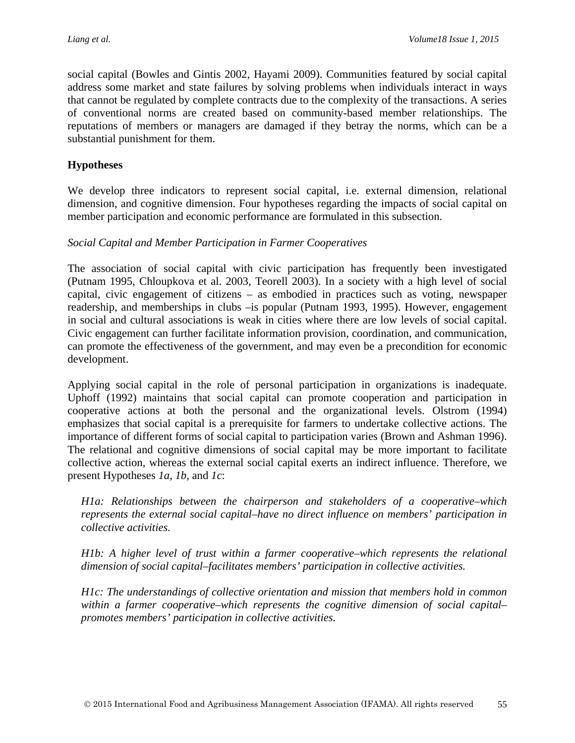social capital (Bowles and Gintis 2002, Hayami 2009). Communities featured by social capital address some market and state failures by solving problems when individuals interact in ways that cannot be regulated by complete contracts due to the complexity of the transactions. A series of conventional norms are created based on community-based member relationships. The reputations of members or managers are damaged if they betray the norms, which can be a substantial punishment for them.

## Hypotheses

We develop three indicators to represent social capital, i.e. external dimension, relational dimension, and cognitive dimension. Four hypotheses regarding the impacts of social capital on member participation and economic performance are formulated in this subsection.

### *Social Capital and Member Participation in Farmer Cooperatives*

The association of social capital with civic participation has frequently been investigated (Putnam 1995, Chloupkova et al. 2003, Teorell 2003). In a society with a high level of social capital, civic engagement of citizens – as embodied in practices such as voting, newspaper readership, and memberships in clubs –is popular (Putnam 1993, 1995). However, engagement in social and cultural associations is weak in cities where there are low levels of social capital. Civic engagement can further facilitate information provision, coordination, and communication, can promote the effectiveness of the government, and may even be a precondition for economic development.

Applying social capital in the role of personal participation in organizations is inadequate. Uphoff (1992) maintains that social capital can promote cooperation and participation in cooperative actions at both the personal and the organizational levels. Olstrom (1994) emphasizes that social capital is a prerequisite for farmers to undertake collective actions. The importance of different forms of social capital to participation varies (Brown and Ashman 1996). The relational and cognitive dimensions of social capital may be more important to facilitate collective action, whereas the external social capital exerts an indirect influence. Therefore, we present Hypotheses *1a*, *1b*, and *1c*:

> *H1a: Relationships between the chairperson and stakeholders of a cooperative–which represents the external social capital–have no direct influence on members' participation in collective activities.*
>
> *H1b: A higher level of trust within a farmer cooperative–which represents the relational dimension of social capital–facilitates members' participation in collective activities.*
>
> *H1c: The understandings of collective orientation and mission that members hold in common within a farmer cooperative–which represents the cognitive dimension of social capital–promotes members' participation in collective activities.*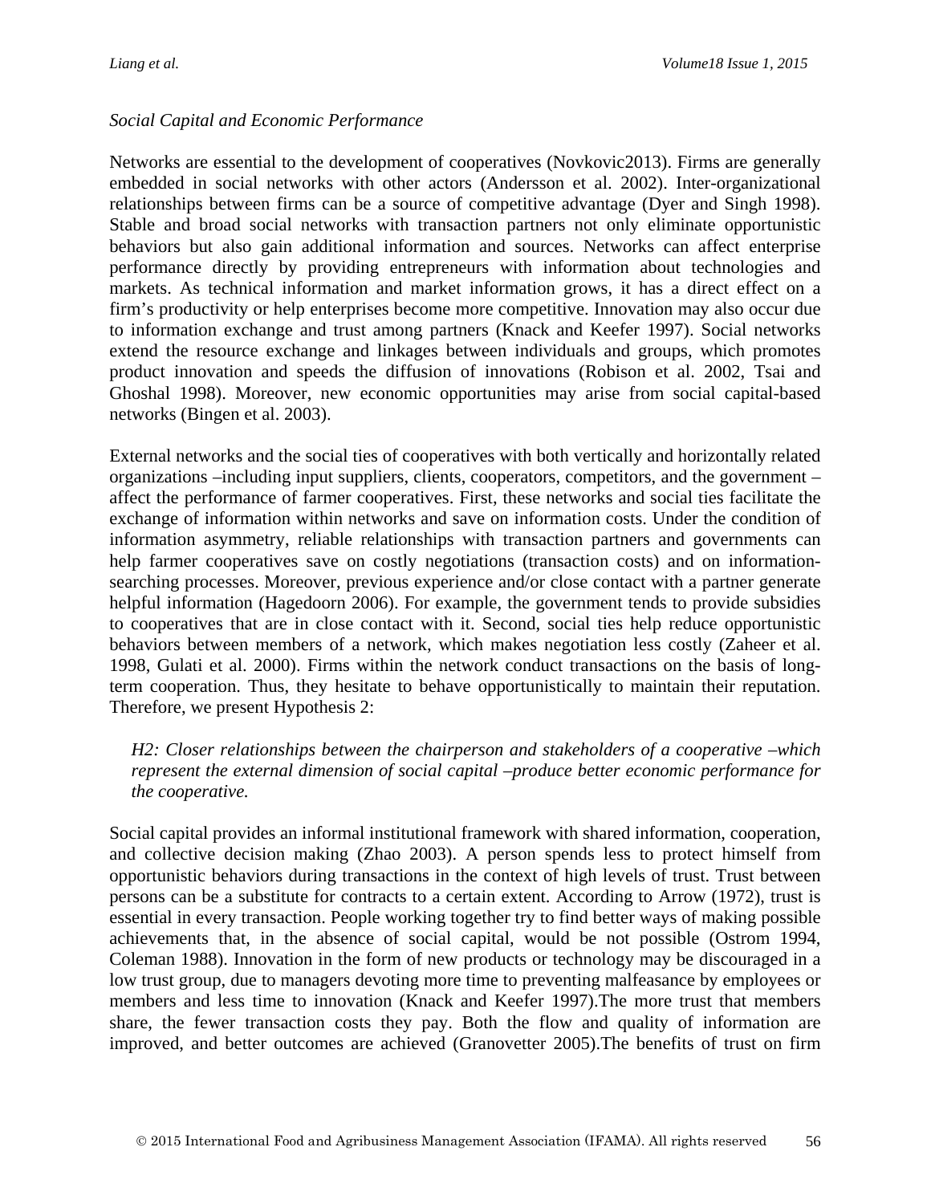*Social Capital and Economic Performance*

Networks are essential to the development of cooperatives (Novkovic2013). Firms are generally embedded in social networks with other actors (Andersson et al. 2002). Inter-organizational relationships between firms can be a source of competitive advantage (Dyer and Singh 1998). Stable and broad social networks with transaction partners not only eliminate opportunistic behaviors but also gain additional information and sources. Networks can affect enterprise performance directly by providing entrepreneurs with information about technologies and markets. As technical information and market information grows, it has a direct effect on a firm's productivity or help enterprises become more competitive. Innovation may also occur due to information exchange and trust among partners (Knack and Keefer 1997). Social networks extend the resource exchange and linkages between individuals and groups, which promotes product innovation and speeds the diffusion of innovations (Robison et al. 2002, Tsai and Ghoshal 1998). Moreover, new economic opportunities may arise from social capital-based networks (Bingen et al. 2003).

External networks and the social ties of cooperatives with both vertically and horizontally related organizations –including input suppliers, clients, cooperators, competitors, and the government – affect the performance of farmer cooperatives. First, these networks and social ties facilitate the exchange of information within networks and save on information costs. Under the condition of information asymmetry, reliable relationships with transaction partners and governments can help farmer cooperatives save on costly negotiations (transaction costs) and on information-searching processes. Moreover, previous experience and/or close contact with a partner generate helpful information (Hagedoorn 2006). For example, the government tends to provide subsidies to cooperatives that are in close contact with it. Second, social ties help reduce opportunistic behaviors between members of a network, which makes negotiation less costly (Zaheer et al. 1998, Gulati et al. 2000). Firms within the network conduct transactions on the basis of long-term cooperation. Thus, they hesitate to behave opportunistically to maintain their reputation. Therefore, we present Hypothesis 2:

> *H2: Closer relationships between the chairperson and stakeholders of a cooperative –which represent the external dimension of social capital –produce better economic performance for the cooperative.*

Social capital provides an informal institutional framework with shared information, cooperation, and collective decision making (Zhao 2003). A person spends less to protect himself from opportunistic behaviors during transactions in the context of high levels of trust. Trust between persons can be a substitute for contracts to a certain extent. According to Arrow (1972), trust is essential in every transaction. People working together try to find better ways of making possible achievements that, in the absence of social capital, would be not possible (Ostrom 1994, Coleman 1988). Innovation in the form of new products or technology may be discouraged in a low trust group, due to managers devoting more time to preventing malfeasance by employees or members and less time to innovation (Knack and Keefer 1997).The more trust that members share, the fewer transaction costs they pay. Both the flow and quality of information are improved, and better outcomes are achieved (Granovetter 2005).The benefits of trust on firm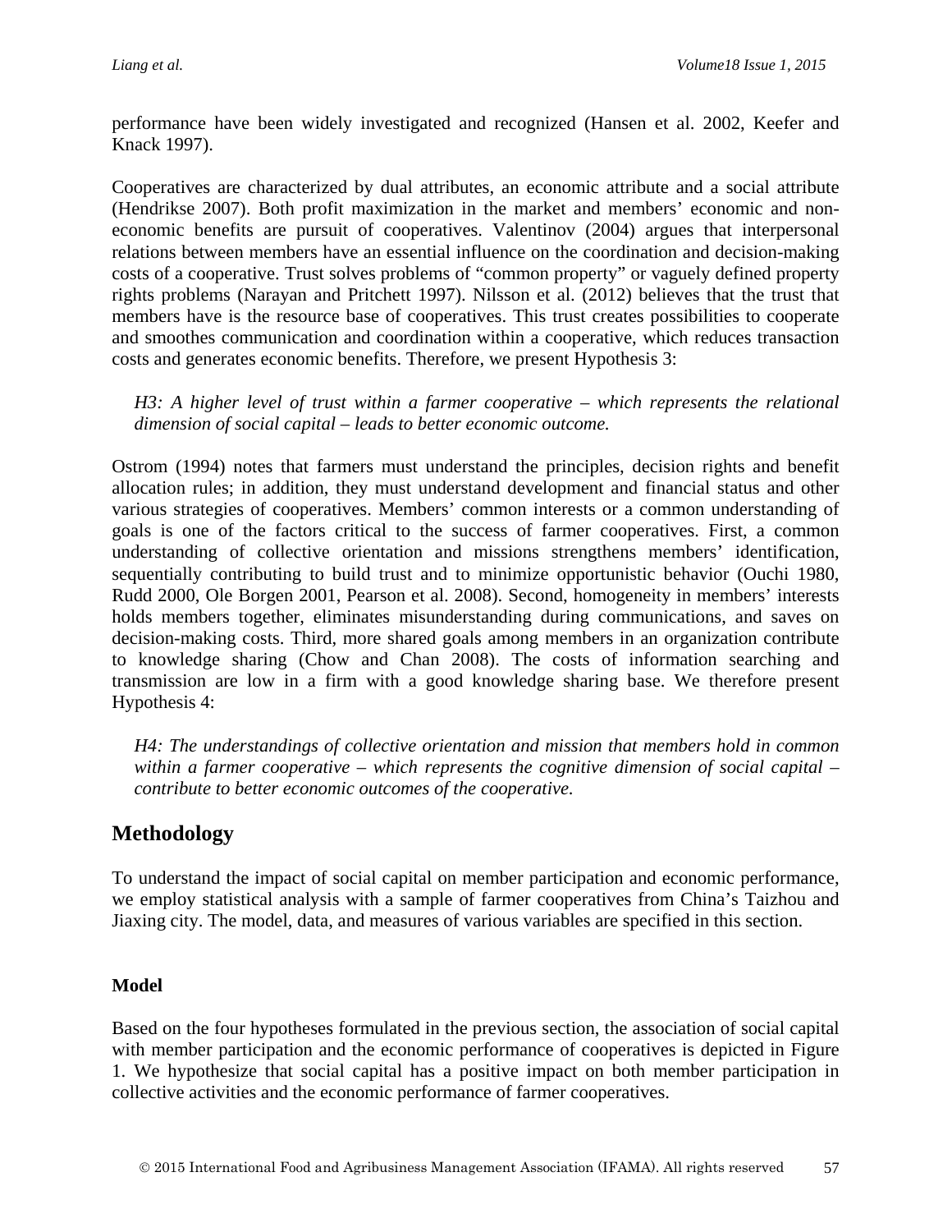performance have been widely investigated and recognized (Hansen et al. 2002, Keefer and Knack 1997).

Cooperatives are characterized by dual attributes, an economic attribute and a social attribute (Hendrikse 2007). Both profit maximization in the market and members' economic and non-economic benefits are pursuit of cooperatives. Valentinov (2004) argues that interpersonal relations between members have an essential influence on the coordination and decision-making costs of a cooperative. Trust solves problems of "common property" or vaguely defined property rights problems (Narayan and Pritchett 1997). Nilsson et al. (2012) believes that the trust that members have is the resource base of cooperatives. This trust creates possibilities to cooperate and smoothes communication and coordination within a cooperative, which reduces transaction costs and generates economic benefits. Therefore, we present Hypothesis 3:

> *H3: A higher level of trust within a farmer cooperative – which represents the relational dimension of social capital – leads to better economic outcome.*

Ostrom (1994) notes that farmers must understand the principles, decision rights and benefit allocation rules; in addition, they must understand development and financial status and other various strategies of cooperatives. Members' common interests or a common understanding of goals is one of the factors critical to the success of farmer cooperatives. First, a common understanding of collective orientation and missions strengthens members' identification, sequentially contributing to build trust and to minimize opportunistic behavior (Ouchi 1980, Rudd 2000, Ole Borgen 2001, Pearson et al. 2008). Second, homogeneity in members' interests holds members together, eliminates misunderstanding during communications, and saves on decision-making costs. Third, more shared goals among members in an organization contribute to knowledge sharing (Chow and Chan 2008). The costs of information searching and transmission are low in a firm with a good knowledge sharing base. We therefore present Hypothesis 4:

> *H4: The understandings of collective orientation and mission that members hold in common within a farmer cooperative – which represents the cognitive dimension of social capital – contribute to better economic outcomes of the cooperative.*

## Methodology

To understand the impact of social capital on member participation and economic performance, we employ statistical analysis with a sample of farmer cooperatives from China's Taizhou and Jiaxing city. The model, data, and measures of various variables are specified in this section.

### Model

Based on the four hypotheses formulated in the previous section, the association of social capital with member participation and the economic performance of cooperatives is depicted in Figure 1. We hypothesize that social capital has a positive impact on both member participation in collective activities and the economic performance of farmer cooperatives.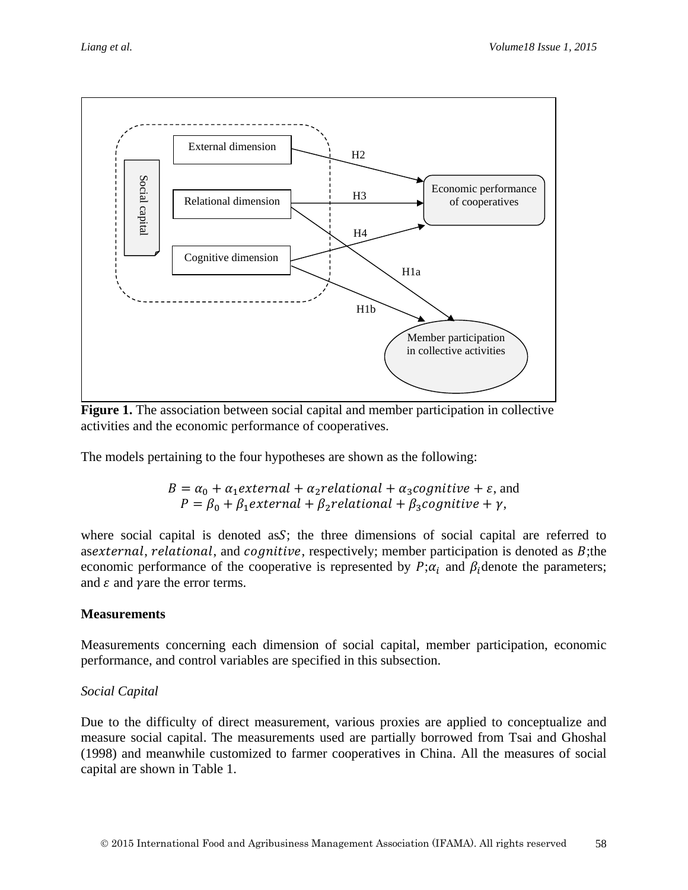**Figure 1.** The association between social capital and member participation in collective activities and the economic performance of cooperatives.

The models pertaining to the four hypotheses are shown as the following:

$$B = \alpha_0 + \alpha_1 external + \alpha_2 relational + \alpha_3 cognitive + \varepsilon, \text{ and}$$
$$P = \beta_0 + \beta_1 external + \beta_2 relational + \beta_3 cognitive + \gamma,$$

where social capital is denoted as $S$; the three dimensions of social capital are referred to as $external$, $relational$, and $cognitive$, respectively; member participation is denoted as $B$; the economic performance of the cooperative is represented by $P$; $\alpha_i$ and $\beta_i$ denote the parameters; and $\varepsilon$ and $\gamma$ are the error terms.

**Measurements**

Measurements concerning each dimension of social capital, member participation, economic performance, and control variables are specified in this subsection.

*Social Capital*

Due to the difficulty of direct measurement, various proxies are applied to conceptualize and measure social capital. The measurements used are partially borrowed from Tsai and Ghoshal (1998) and meanwhile customized to farmer cooperatives in China. All the measures of social capital are shown in Table 1.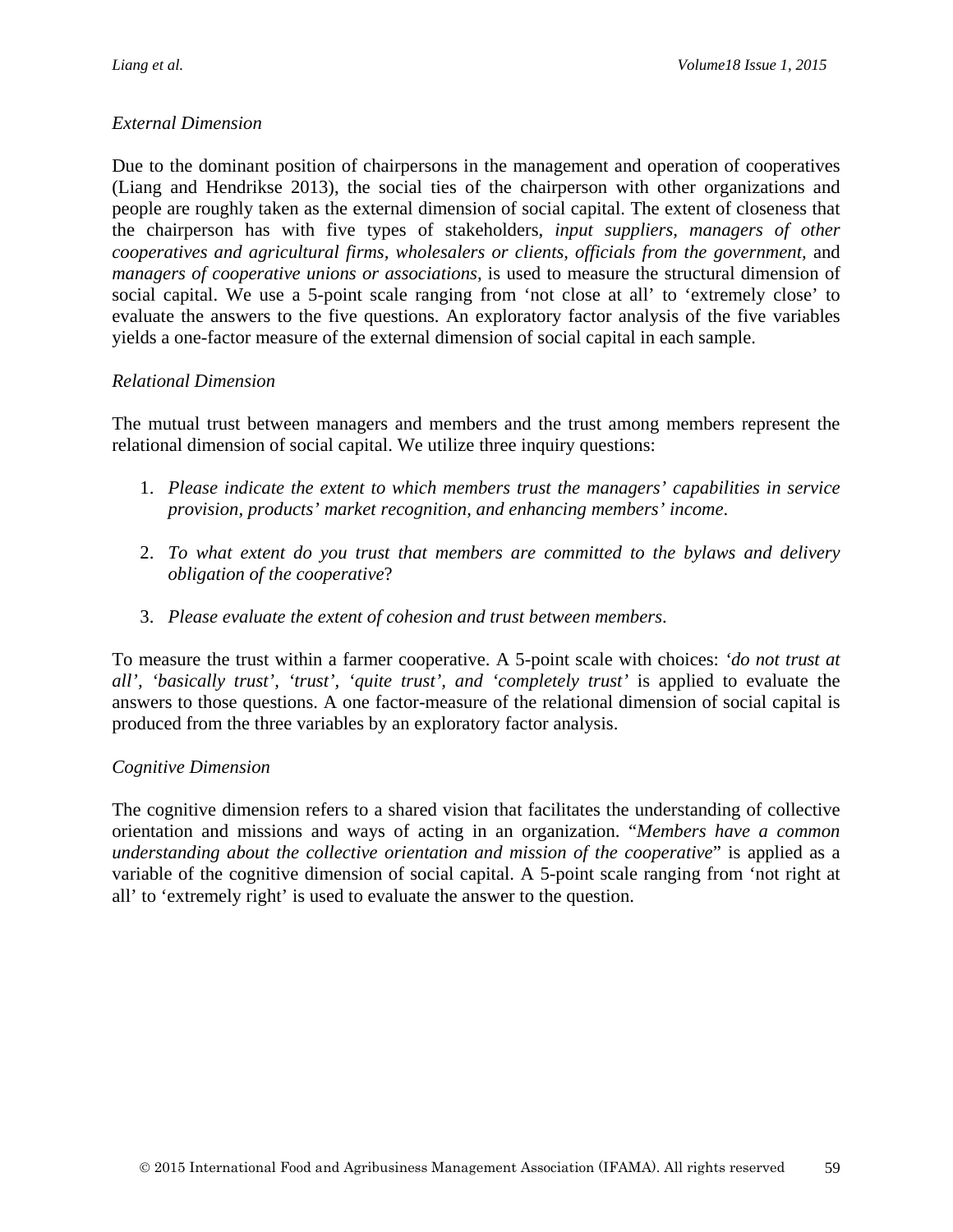*External Dimension*

Due to the dominant position of chairpersons in the management and operation of cooperatives (Liang and Hendrikse 2013), the social ties of the chairperson with other organizations and people are roughly taken as the external dimension of social capital. The extent of closeness that the chairperson has with five types of stakeholders, *input suppliers, managers of other cooperatives and agricultural firms, wholesalers or clients, officials from the government,* and *managers of cooperative unions or associations,* is used to measure the structural dimension of social capital. We use a 5-point scale ranging from 'not close at all' to 'extremely close' to evaluate the answers to the five questions. An exploratory factor analysis of the five variables yields a one-factor measure of the external dimension of social capital in each sample.

*Relational Dimension*

The mutual trust between managers and members and the trust among members represent the relational dimension of social capital. We utilize three inquiry questions:

1. *Please indicate the extent to which members trust the managers' capabilities in service provision, products' market recognition, and enhancing members' income.*

2. *To what extent do you trust that members are committed to the bylaws and delivery obligation of the cooperative*?

3. *Please evaluate the extent of cohesion and trust between members.*

To measure the trust within a farmer cooperative. A 5-point scale with choices: *'do not trust at all', 'basically trust', 'trust', 'quite trust', and 'completely trust'* is applied to evaluate the answers to those questions. A one factor-measure of the relational dimension of social capital is produced from the three variables by an exploratory factor analysis.

*Cognitive Dimension*

The cognitive dimension refers to a shared vision that facilitates the understanding of collective orientation and missions and ways of acting in an organization. "*Members have a common understanding about the collective orientation and mission of the cooperative*" is applied as a variable of the cognitive dimension of social capital. A 5-point scale ranging from 'not right at all' to 'extremely right' is used to evaluate the answer to the question.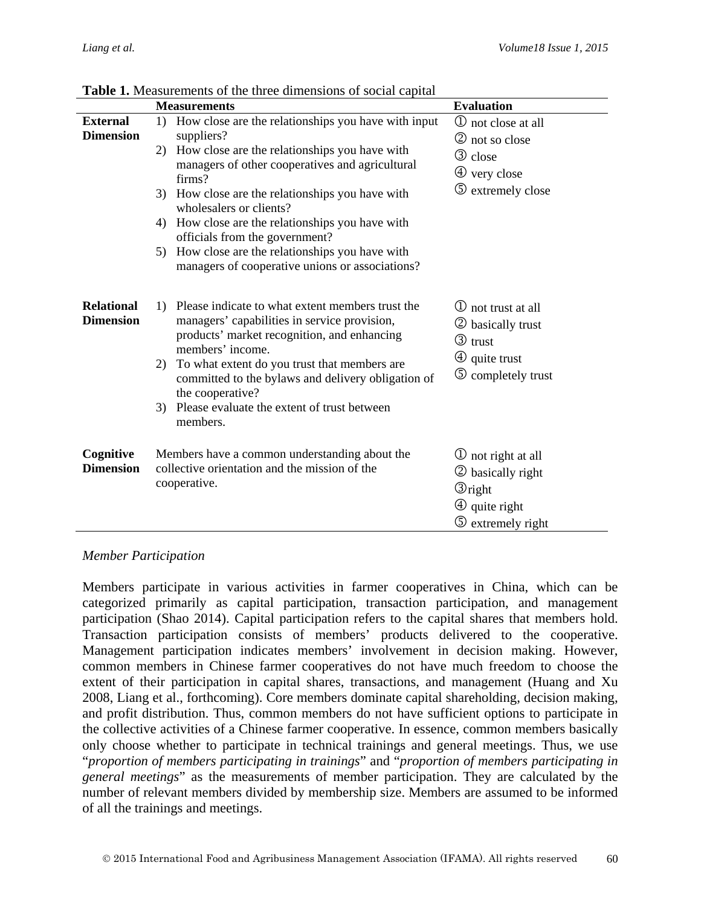**Table 1.** Measurements of the three dimensions of social capital

| | Measurements | Evaluation |
|---|---|---|
| **External Dimension** | 1) How close are the relationships you have with input suppliers?<br>2) How close are the relationships you have with managers of other cooperatives and agricultural firms?<br>3) How close are the relationships you have with wholesalers or clients?<br>4) How close are the relationships you have with officials from the government?<br>5) How close are the relationships you have with managers of cooperative unions or associations? | ① not close at all<br>② not so close<br>③ close<br>④ very close<br>⑤ extremely close |
| **Relational Dimension** | 1) Please indicate to what extent members trust the managers' capabilities in service provision, products' market recognition, and enhancing members' income.<br>2) To what extent do you trust that members are committed to the bylaws and delivery obligation of the cooperative?<br>3) Please evaluate the extent of trust between members. | ① not trust at all<br>② basically trust<br>③ trust<br>④ quite trust<br>⑤ completely trust |
| **Cognitive Dimension** | Members have a common understanding about the collective orientation and the mission of the cooperative. | ① not right at all<br>② basically right<br>③right<br>④ quite right<br>⑤ extremely right |

*Member Participation*

Members participate in various activities in farmer cooperatives in China, which can be categorized primarily as capital participation, transaction participation, and management participation (Shao 2014). Capital participation refers to the capital shares that members hold. Transaction participation consists of members' products delivered to the cooperative. Management participation indicates members' involvement in decision making. However, common members in Chinese farmer cooperatives do not have much freedom to choose the extent of their participation in capital shares, transactions, and management (Huang and Xu 2008, Liang et al., forthcoming). Core members dominate capital shareholding, decision making, and profit distribution. Thus, common members do not have sufficient options to participate in the collective activities of a Chinese farmer cooperative. In essence, common members basically only choose whether to participate in technical trainings and general meetings. Thus, we use "*proportion of members participating in trainings*" and "*proportion of members participating in general meetings*" as the measurements of member participation. They are calculated by the number of relevant members divided by membership size. Members are assumed to be informed of all the trainings and meetings.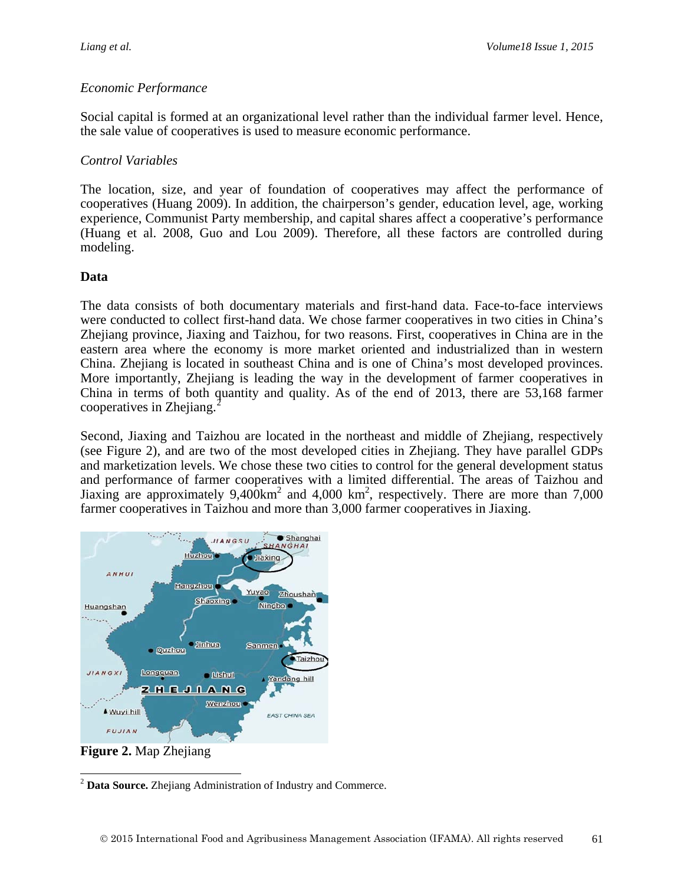*Economic Performance*

Social capital is formed at an organizational level rather than the individual farmer level. Hence, the sale value of cooperatives is used to measure economic performance.

*Control Variables*

The location, size, and year of foundation of cooperatives may affect the performance of cooperatives (Huang 2009). In addition, the chairperson's gender, education level, age, working experience, Communist Party membership, and capital shares affect a cooperative's performance (Huang et al. 2008, Guo and Lou 2009). Therefore, all these factors are controlled during modeling.

## Data

The data consists of both documentary materials and first-hand data. Face-to-face interviews were conducted to collect first-hand data. We chose farmer cooperatives in two cities in China's Zhejiang province, Jiaxing and Taizhou, for two reasons. First, cooperatives in China are in the eastern area where the economy is more market oriented and industrialized than in western China. Zhejiang is located in southeast China and is one of China's most developed provinces. More importantly, Zhejiang is leading the way in the development of farmer cooperatives in China in terms of both quantity and quality. As of the end of 2013, there are 53,168 farmer cooperatives in Zhejiang.[2]

Second, Jiaxing and Taizhou are located in the northeast and middle of Zhejiang, respectively (see Figure 2), and are two of the most developed cities in Zhejiang. They have parallel GDPs and marketization levels. We chose these two cities to control for the general development status and performance of farmer cooperatives with a limited differential. The areas of Taizhou and Jiaxing are approximately 9,400km$^2$ and 4,000 km$^2$, respectively. There are more than 7,000 farmer cooperatives in Taizhou and more than 3,000 farmer cooperatives in Jiaxing.

**Figure 2.** Map Zhejiang

[2] **Data Source.** Zhejiang Administration of Industry and Commerce.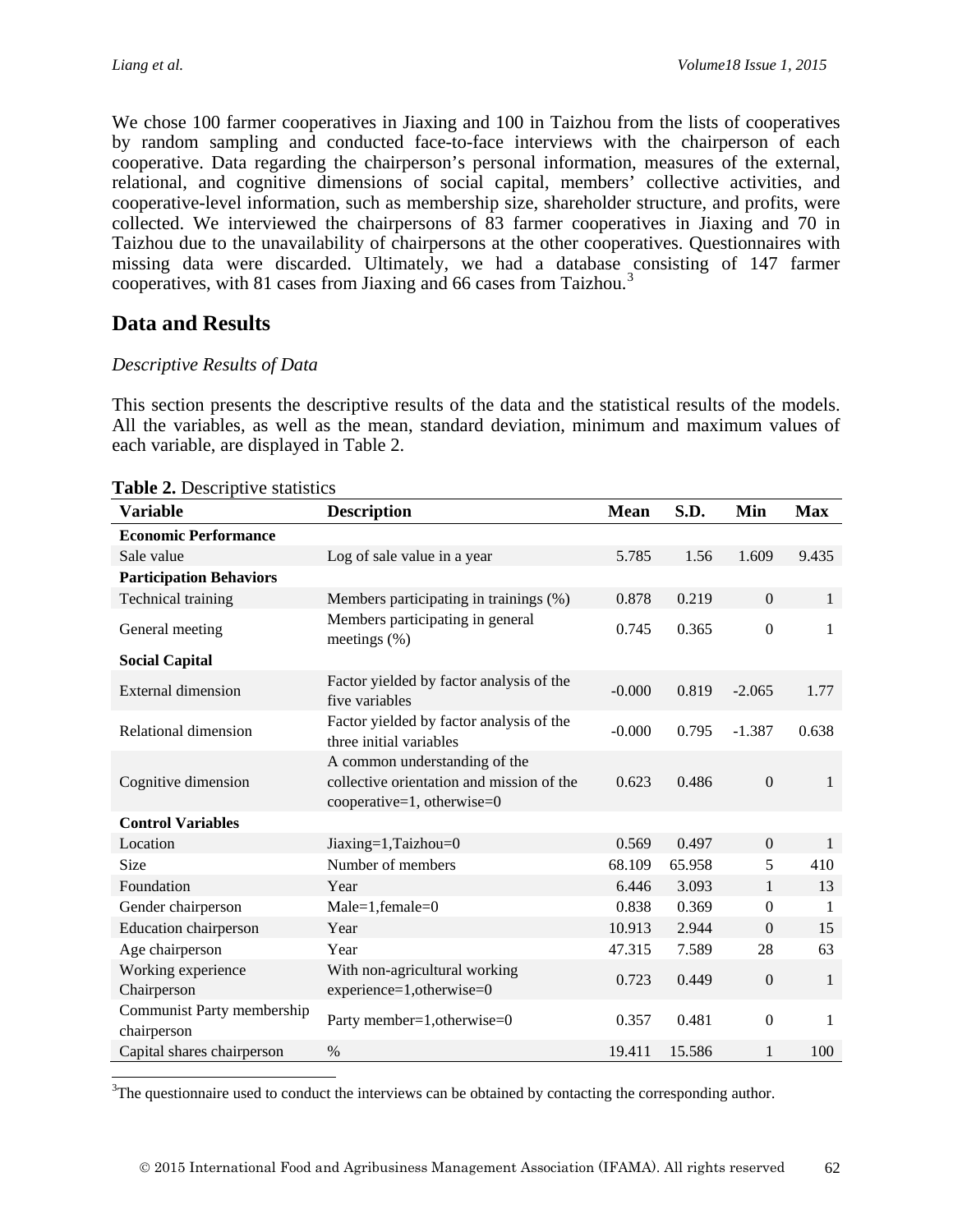We chose 100 farmer cooperatives in Jiaxing and 100 in Taizhou from the lists of cooperatives by random sampling and conducted face-to-face interviews with the chairperson of each cooperative. Data regarding the chairperson's personal information, measures of the external, relational, and cognitive dimensions of social capital, members' collective activities, and cooperative-level information, such as membership size, shareholder structure, and profits, were collected. We interviewed the chairpersons of 83 farmer cooperatives in Jiaxing and 70 in Taizhou due to the unavailability of chairpersons at the other cooperatives. Questionnaires with missing data were discarded. Ultimately, we had a database consisting of 147 farmer cooperatives, with 81 cases from Jiaxing and 66 cases from Taizhou.[3]

## Data and Results

### *Descriptive Results of Data*

This section presents the descriptive results of the data and the statistical results of the models. All the variables, as well as the mean, standard deviation, minimum and maximum values of each variable, are displayed in Table 2.

**Table 2.** Descriptive statistics

| Variable | Description | Mean | S.D. | Min | Max |
|---|---|---|---|---|---|
| **Economic Performance** | | | | | |
| Sale value | Log of sale value in a year | 5.785 | 1.56 | 1.609 | 9.435 |
| **Participation Behaviors** | | | | | |
| Technical training | Members participating in trainings (%) | 0.878 | 0.219 | 0 | 1 |
| General meeting | Members participating in general meetings (%) | 0.745 | 0.365 | 0 | 1 |
| **Social Capital** | | | | | |
| External dimension | Factor yielded by factor analysis of the five variables | -0.000 | 0.819 | -2.065 | 1.77 |
| Relational dimension | Factor yielded by factor analysis of the three initial variables | -0.000 | 0.795 | -1.387 | 0.638 |
| Cognitive dimension | A common understanding of the collective orientation and mission of the cooperative=1, otherwise=0 | 0.623 | 0.486 | 0 | 1 |
| **Control Variables** | | | | | |
| Location | Jiaxing=1,Taizhou=0 | 0.569 | 0.497 | 0 | 1 |
| Size | Number of members | 68.109 | 65.958 | 5 | 410 |
| Foundation | Year | 6.446 | 3.093 | 1 | 13 |
| Gender chairperson | Male=1,female=0 | 0.838 | 0.369 | 0 | 1 |
| Education chairperson | Year | 10.913 | 2.944 | 0 | 15 |
| Age chairperson | Year | 47.315 | 7.589 | 28 | 63 |
| Working experience Chairperson | With non-agricultural working experience=1,otherwise=0 | 0.723 | 0.449 | 0 | 1 |
| Communist Party membership chairperson | Party member=1,otherwise=0 | 0.357 | 0.481 | 0 | 1 |
| Capital shares chairperson | % | 19.411 | 15.586 | 1 | 100 |

[3]The questionnaire used to conduct the interviews can be obtained by contacting the corresponding author.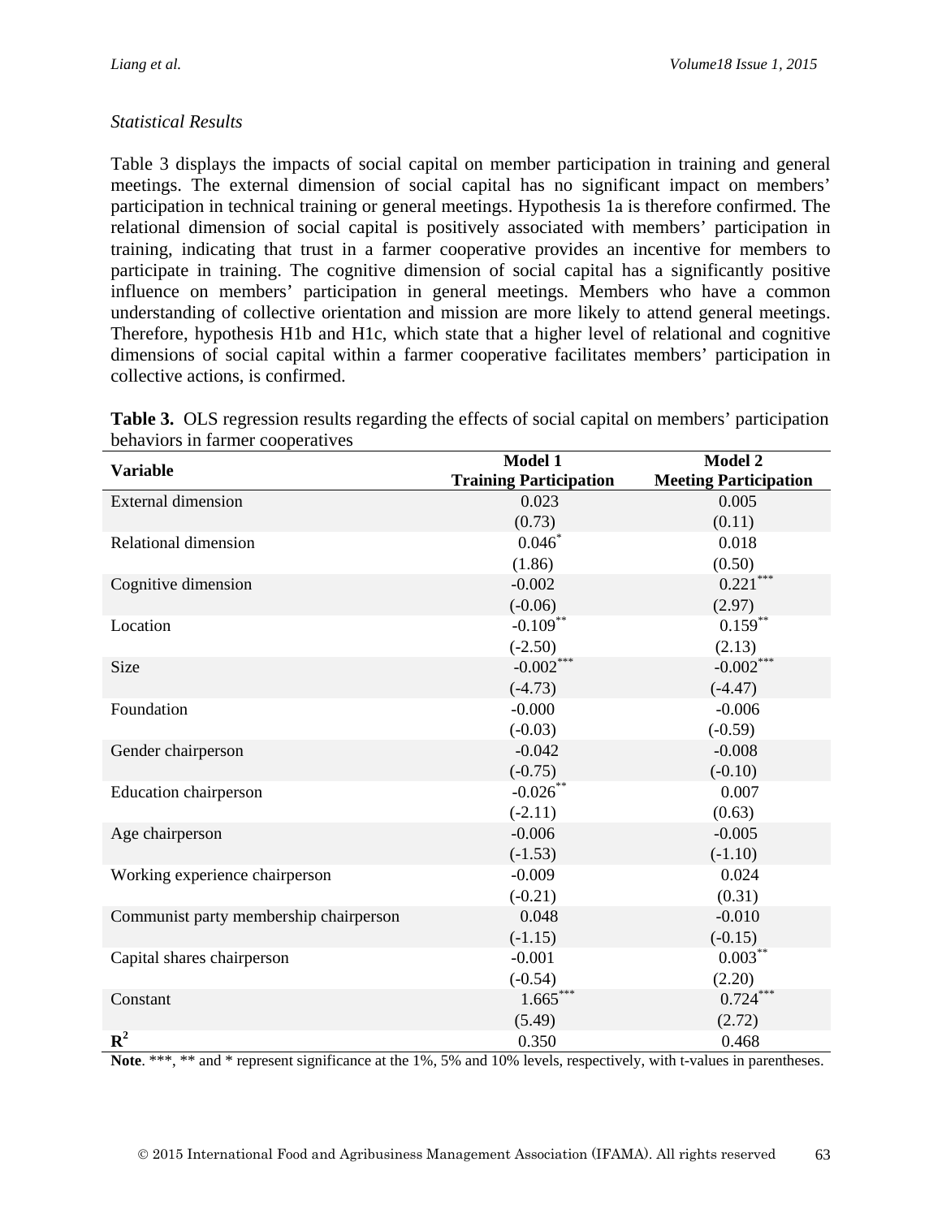*Statistical Results*

Table 3 displays the impacts of social capital on member participation in training and general meetings. The external dimension of social capital has no significant impact on members' participation in technical training or general meetings. Hypothesis 1a is therefore confirmed. The relational dimension of social capital is positively associated with members' participation in training, indicating that trust in a farmer cooperative provides an incentive for members to participate in training. The cognitive dimension of social capital has a significantly positive influence on members' participation in general meetings. Members who have a common understanding of collective orientation and mission are more likely to attend general meetings. Therefore, hypothesis H1b and H1c, which state that a higher level of relational and cognitive dimensions of social capital within a farmer cooperative facilitates members' participation in collective actions, is confirmed.

**Table 3.** OLS regression results regarding the effects of social capital on members' participation behaviors in farmer cooperatives

| Variable | Model 1 Training Participation | Model 2 Meeting Participation |
|---|---|---|
| External dimension | 0.023 | 0.005 |
| | (0.73) | (0.11) |
| Relational dimension | 0.046* | 0.018 |
| | (1.86) | (0.50) |
| Cognitive dimension | -0.002 | 0.221*** |
| | (-0.06) | (2.97) |
| Location | -0.109** | 0.159** |
| | (-2.50) | (2.13) |
| Size | -0.002*** | -0.002*** |
| | (-4.73) | (-4.47) |
| Foundation | -0.000 | -0.006 |
| | (-0.03) | (-0.59) |
| Gender chairperson | -0.042 | -0.008 |
| | (-0.75) | (-0.10) |
| Education chairperson | -0.026** | 0.007 |
| | (-2.11) | (0.63) |
| Age chairperson | -0.006 | -0.005 |
| | (-1.53) | (-1.10) |
| Working experience chairperson | -0.009 | 0.024 |
| | (-0.21) | (0.31) |
| Communist party membership chairperson | 0.048 | -0.010 |
| | (-1.15) | (-0.15) |
| Capital shares chairperson | -0.001 | 0.003** |
| | (-0.54) | (2.20) |
| Constant | 1.665*** | 0.724*** |
| | (5.49) | (2.72) |
| $R^2$ | 0.350 | 0.468 |

**Note**. ***, ** and * represent significance at the 1%, 5% and 10% levels, respectively, with t-values in parentheses.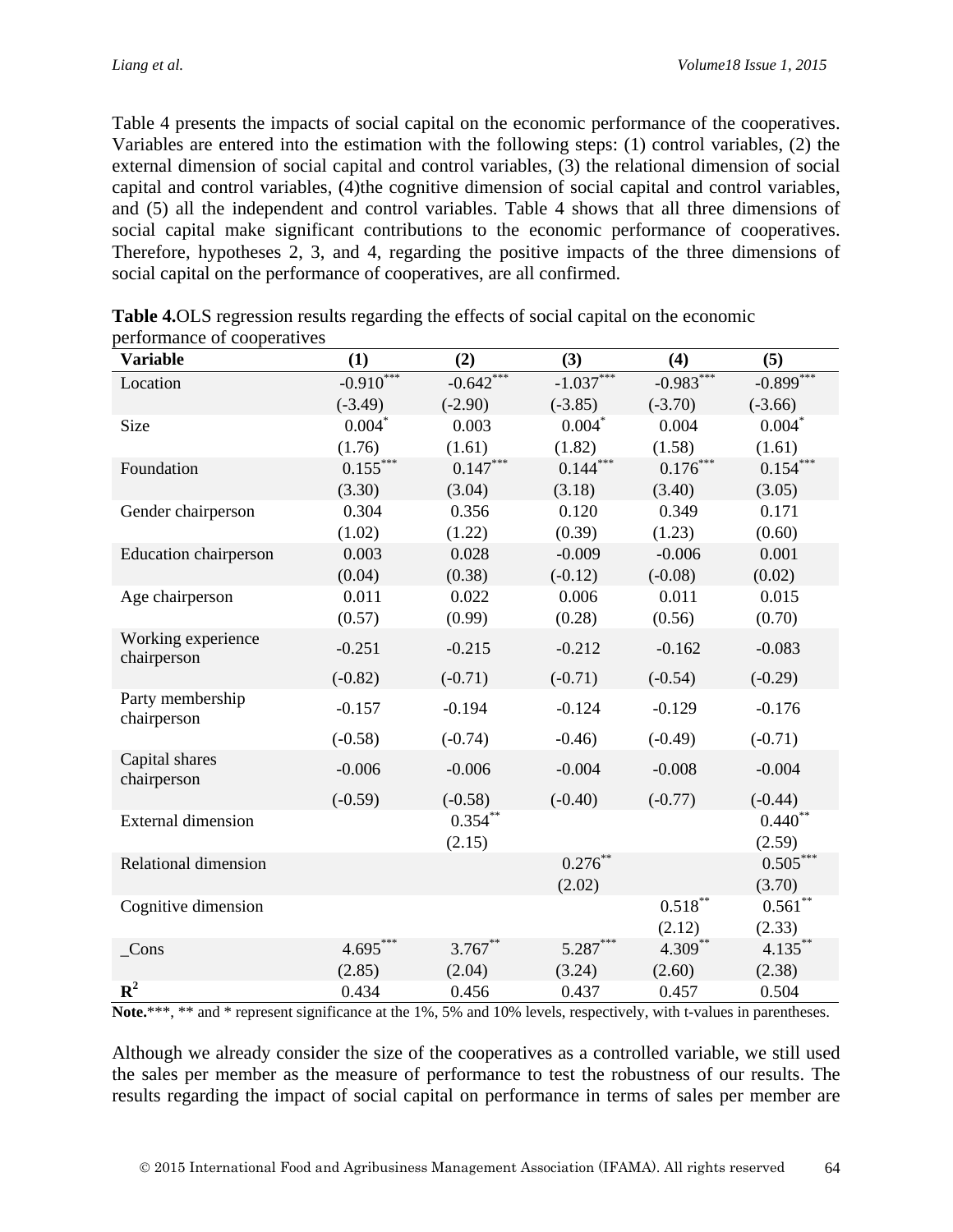Table 4 presents the impacts of social capital on the economic performance of the cooperatives. Variables are entered into the estimation with the following steps: (1) control variables, (2) the external dimension of social capital and control variables, (3) the relational dimension of social capital and control variables, (4)the cognitive dimension of social capital and control variables, and (5) all the independent and control variables. Table 4 shows that all three dimensions of social capital make significant contributions to the economic performance of cooperatives. Therefore, hypotheses 2, 3, and 4, regarding the positive impacts of the three dimensions of social capital on the performance of cooperatives, are all confirmed.

**Table 4.**OLS regression results regarding the effects of social capital on the economic performance of cooperatives

| Variable | (1) | (2) | (3) | (4) | (5) |
|---|---|---|---|---|---|
| Location | -0.910*** | -0.642*** | -1.037*** | -0.983*** | -0.899*** |
| | (-3.49) | (-2.90) | (-3.85) | (-3.70) | (-3.66) |
| Size | 0.004* | 0.003 | 0.004* | 0.004 | 0.004* |
| | (1.76) | (1.61) | (1.82) | (1.58) | (1.61) |
| Foundation | 0.155*** | 0.147*** | 0.144*** | 0.176*** | 0.154*** |
| | (3.30) | (3.04) | (3.18) | (3.40) | (3.05) |
| Gender chairperson | 0.304 | 0.356 | 0.120 | 0.349 | 0.171 |
| | (1.02) | (1.22) | (0.39) | (1.23) | (0.60) |
| Education chairperson | 0.003 | 0.028 | -0.009 | -0.006 | 0.001 |
| | (0.04) | (0.38) | (-0.12) | (-0.08) | (0.02) |
| Age chairperson | 0.011 | 0.022 | 0.006 | 0.011 | 0.015 |
| | (0.57) | (0.99) | (0.28) | (0.56) | (0.70) |
| Working experience chairperson | -0.251 | -0.215 | -0.212 | -0.162 | -0.083 |
| | (-0.82) | (-0.71) | (-0.71) | (-0.54) | (-0.29) |
| Party membership chairperson | -0.157 | -0.194 | -0.124 | -0.129 | -0.176 |
| | (-0.58) | (-0.74) | -0.46) | (-0.49) | (-0.71) |
| Capital shares chairperson | -0.006 | -0.006 | -0.004 | -0.008 | -0.004 |
| | (-0.59) | (-0.58) | (-0.40) | (-0.77) | (-0.44) |
| External dimension | | 0.354** | | | 0.440** |
| | | (2.15) | | | (2.59) |
| Relational dimension | | | 0.276** | | 0.505*** |
| | | | (2.02) | | (3.70) |
| Cognitive dimension | | | | 0.518** | 0.561** |
| | | | | (2.12) | (2.33) |
| _Cons | 4.695*** | 3.767** | 5.287*** | 4.309** | 4.135** |
| | (2.85) | (2.04) | (3.24) | (2.60) | (2.38) |
| $R^2$ | 0.434 | 0.456 | 0.437 | 0.457 | 0.504 |

**Note.**\***, ** and * represent significance at the 1%, 5% and 10% levels, respectively, with t-values in parentheses.

Although we already consider the size of the cooperatives as a controlled variable, we still used the sales per member as the measure of performance to test the robustness of our results. The results regarding the impact of social capital on performance in terms of sales per member are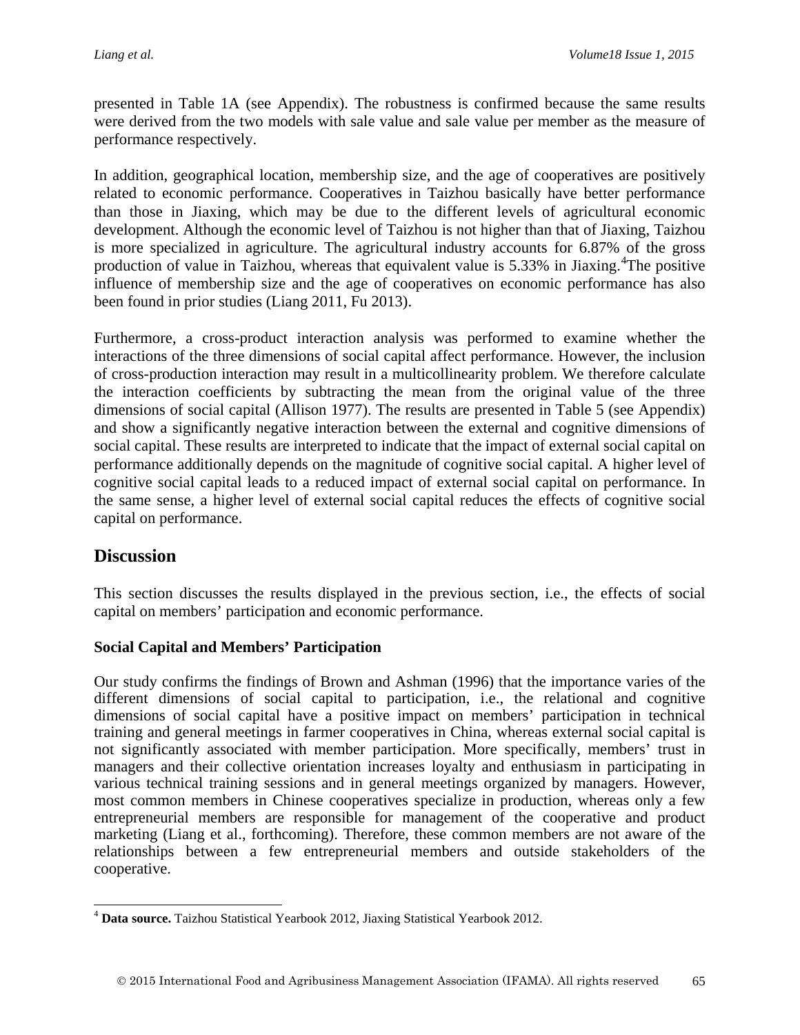presented in Table 1A (see Appendix). The robustness is confirmed because the same results were derived from the two models with sale value and sale value per member as the measure of performance respectively.

In addition, geographical location, membership size, and the age of cooperatives are positively related to economic performance. Cooperatives in Taizhou basically have better performance than those in Jiaxing, which may be due to the different levels of agricultural economic development. Although the economic level of Taizhou is not higher than that of Jiaxing, Taizhou is more specialized in agriculture. The agricultural industry accounts for 6.87% of the gross production of value in Taizhou, whereas that equivalent value is 5.33% in Jiaxing.[4]The positive influence of membership size and the age of cooperatives on economic performance has also been found in prior studies (Liang 2011, Fu 2013).

Furthermore, a cross-product interaction analysis was performed to examine whether the interactions of the three dimensions of social capital affect performance. However, the inclusion of cross-production interaction may result in a multicollinearity problem. We therefore calculate the interaction coefficients by subtracting the mean from the original value of the three dimensions of social capital (Allison 1977). The results are presented in Table 5 (see Appendix) and show a significantly negative interaction between the external and cognitive dimensions of social capital. These results are interpreted to indicate that the impact of external social capital on performance additionally depends on the magnitude of cognitive social capital. A higher level of cognitive social capital leads to a reduced impact of external social capital on performance. In the same sense, a higher level of external social capital reduces the effects of cognitive social capital on performance.

## Discussion

This section discusses the results displayed in the previous section, i.e., the effects of social capital on members' participation and economic performance.

### Social Capital and Members' Participation

Our study confirms the findings of Brown and Ashman (1996) that the importance varies of the different dimensions of social capital to participation, i.e., the relational and cognitive dimensions of social capital have a positive impact on members' participation in technical training and general meetings in farmer cooperatives in China, whereas external social capital is not significantly associated with member participation. More specifically, members' trust in managers and their collective orientation increases loyalty and enthusiasm in participating in various technical training sessions and in general meetings organized by managers. However, most common members in Chinese cooperatives specialize in production, whereas only a few entrepreneurial members are responsible for management of the cooperative and product marketing (Liang et al., forthcoming). Therefore, these common members are not aware of the relationships between a few entrepreneurial members and outside stakeholders of the cooperative.

[4] **Data source.** Taizhou Statistical Yearbook 2012, Jiaxing Statistical Yearbook 2012.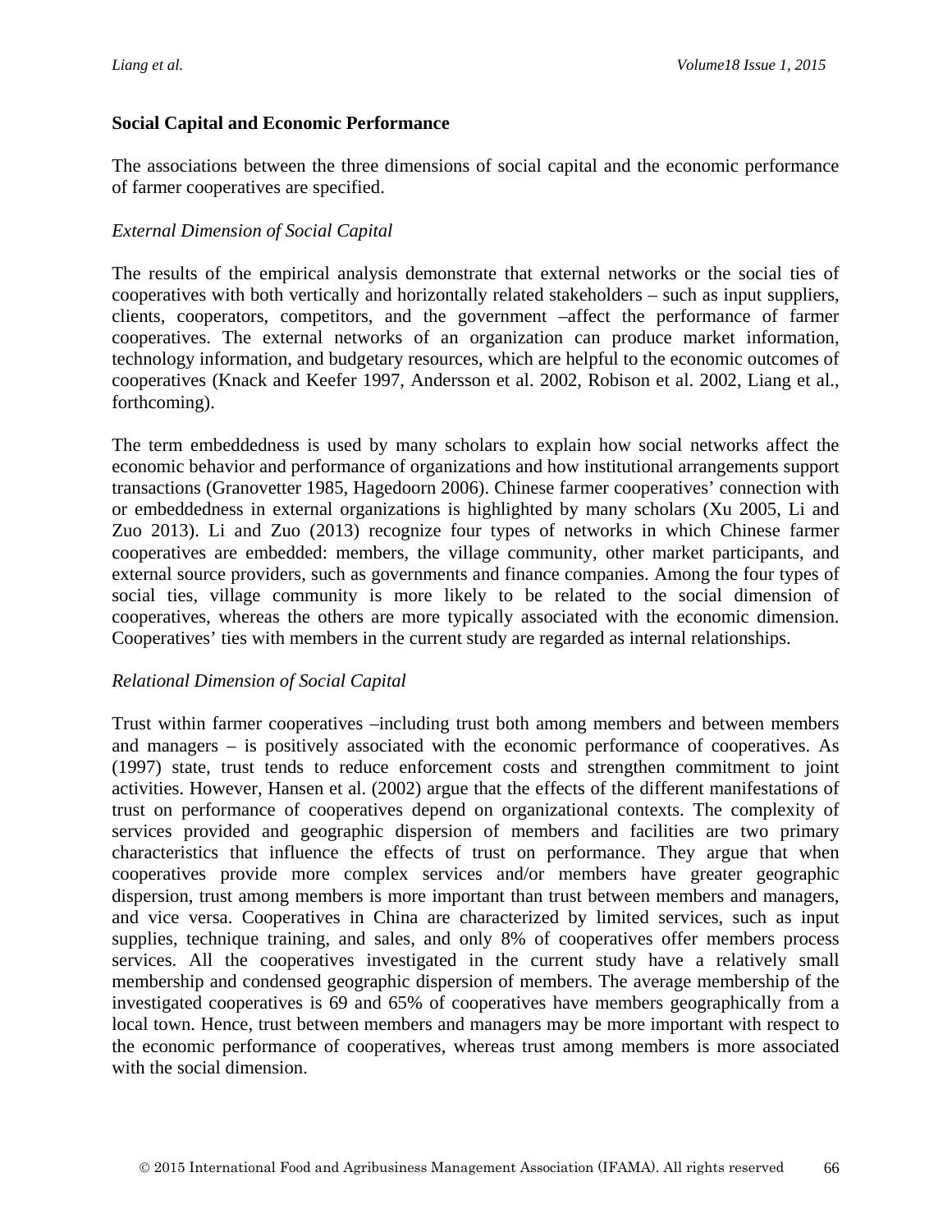**Social Capital and Economic Performance**

The associations between the three dimensions of social capital and the economic performance of farmer cooperatives are specified.

*External Dimension of Social Capital*

The results of the empirical analysis demonstrate that external networks or the social ties of cooperatives with both vertically and horizontally related stakeholders – such as input suppliers, clients, cooperators, competitors, and the government –affect the performance of farmer cooperatives. The external networks of an organization can produce market information, technology information, and budgetary resources, which are helpful to the economic outcomes of cooperatives (Knack and Keefer 1997, Andersson et al. 2002, Robison et al. 2002, Liang et al., forthcoming).

The term embeddedness is used by many scholars to explain how social networks affect the economic behavior and performance of organizations and how institutional arrangements support transactions (Granovetter 1985, Hagedoorn 2006). Chinese farmer cooperatives' connection with or embeddedness in external organizations is highlighted by many scholars (Xu 2005, Li and Zuo 2013). Li and Zuo (2013) recognize four types of networks in which Chinese farmer cooperatives are embedded: members, the village community, other market participants, and external source providers, such as governments and finance companies. Among the four types of social ties, village community is more likely to be related to the social dimension of cooperatives, whereas the others are more typically associated with the economic dimension. Cooperatives' ties with members in the current study are regarded as internal relationships.

*Relational Dimension of Social Capital*

Trust within farmer cooperatives –including trust both among members and between members and managers – is positively associated with the economic performance of cooperatives. As (1997) state, trust tends to reduce enforcement costs and strengthen commitment to joint activities. However, Hansen et al. (2002) argue that the effects of the different manifestations of trust on performance of cooperatives depend on organizational contexts. The complexity of services provided and geographic dispersion of members and facilities are two primary characteristics that influence the effects of trust on performance. They argue that when cooperatives provide more complex services and/or members have greater geographic dispersion, trust among members is more important than trust between members and managers, and vice versa. Cooperatives in China are characterized by limited services, such as input supplies, technique training, and sales, and only 8% of cooperatives offer members process services. All the cooperatives investigated in the current study have a relatively small membership and condensed geographic dispersion of members. The average membership of the investigated cooperatives is 69 and 65% of cooperatives have members geographically from a local town. Hence, trust between members and managers may be more important with respect to the economic performance of cooperatives, whereas trust among members is more associated with the social dimension.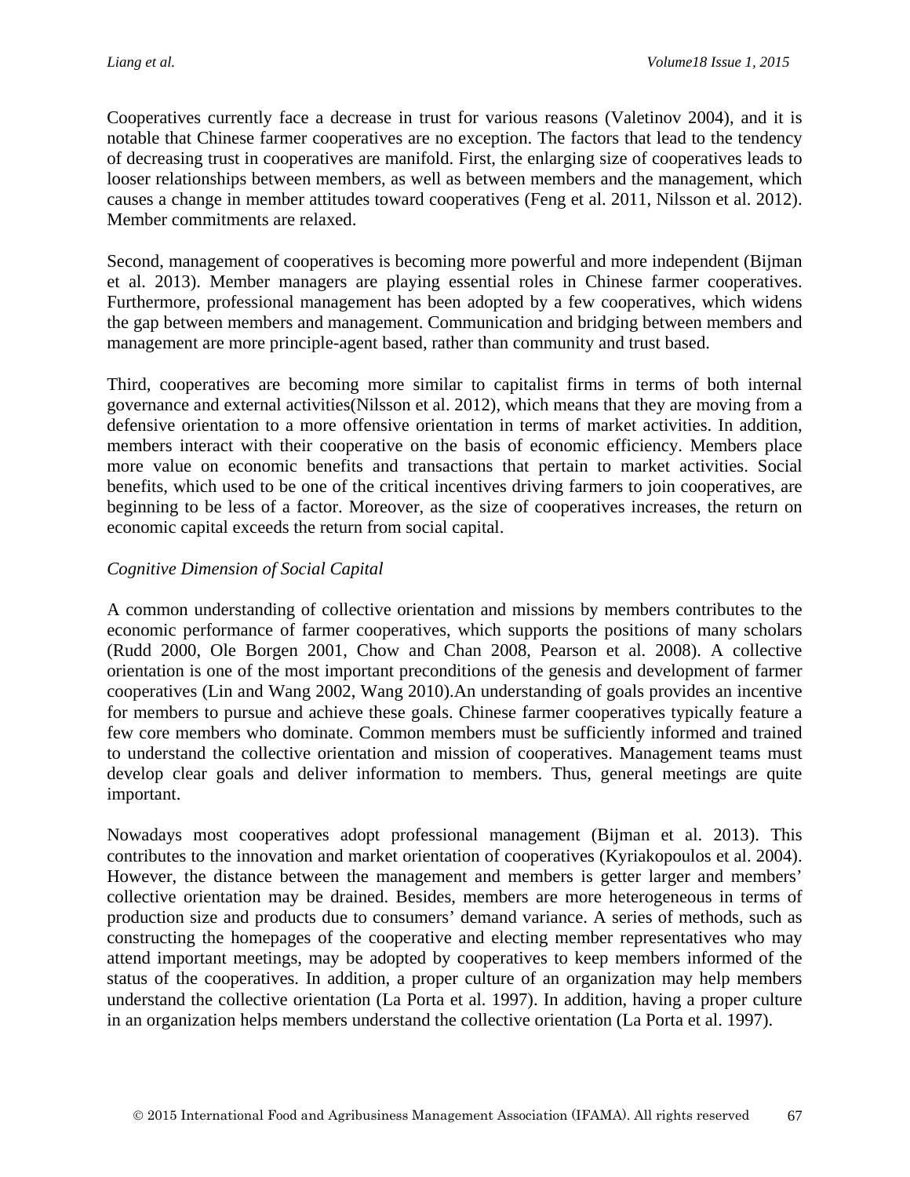Cooperatives currently face a decrease in trust for various reasons (Valetinov 2004), and it is notable that Chinese farmer cooperatives are no exception. The factors that lead to the tendency of decreasing trust in cooperatives are manifold. First, the enlarging size of cooperatives leads to looser relationships between members, as well as between members and the management, which causes a change in member attitudes toward cooperatives (Feng et al. 2011, Nilsson et al. 2012). Member commitments are relaxed.

Second, management of cooperatives is becoming more powerful and more independent (Bijman et al. 2013). Member managers are playing essential roles in Chinese farmer cooperatives. Furthermore, professional management has been adopted by a few cooperatives, which widens the gap between members and management. Communication and bridging between members and management are more principle-agent based, rather than community and trust based.

Third, cooperatives are becoming more similar to capitalist firms in terms of both internal governance and external activities(Nilsson et al. 2012), which means that they are moving from a defensive orientation to a more offensive orientation in terms of market activities. In addition, members interact with their cooperative on the basis of economic efficiency. Members place more value on economic benefits and transactions that pertain to market activities. Social benefits, which used to be one of the critical incentives driving farmers to join cooperatives, are beginning to be less of a factor. Moreover, as the size of cooperatives increases, the return on economic capital exceeds the return from social capital.

*Cognitive Dimension of Social Capital*

A common understanding of collective orientation and missions by members contributes to the economic performance of farmer cooperatives, which supports the positions of many scholars (Rudd 2000, Ole Borgen 2001, Chow and Chan 2008, Pearson et al. 2008). A collective orientation is one of the most important preconditions of the genesis and development of farmer cooperatives (Lin and Wang 2002, Wang 2010).An understanding of goals provides an incentive for members to pursue and achieve these goals. Chinese farmer cooperatives typically feature a few core members who dominate. Common members must be sufficiently informed and trained to understand the collective orientation and mission of cooperatives. Management teams must develop clear goals and deliver information to members. Thus, general meetings are quite important.

Nowadays most cooperatives adopt professional management (Bijman et al. 2013). This contributes to the innovation and market orientation of cooperatives (Kyriakopoulos et al. 2004). However, the distance between the management and members is getter larger and members' collective orientation may be drained. Besides, members are more heterogeneous in terms of production size and products due to consumers' demand variance. A series of methods, such as constructing the homepages of the cooperative and electing member representatives who may attend important meetings, may be adopted by cooperatives to keep members informed of the status of the cooperatives. In addition, a proper culture of an organization may help members understand the collective orientation (La Porta et al. 1997). In addition, having a proper culture in an organization helps members understand the collective orientation (La Porta et al. 1997).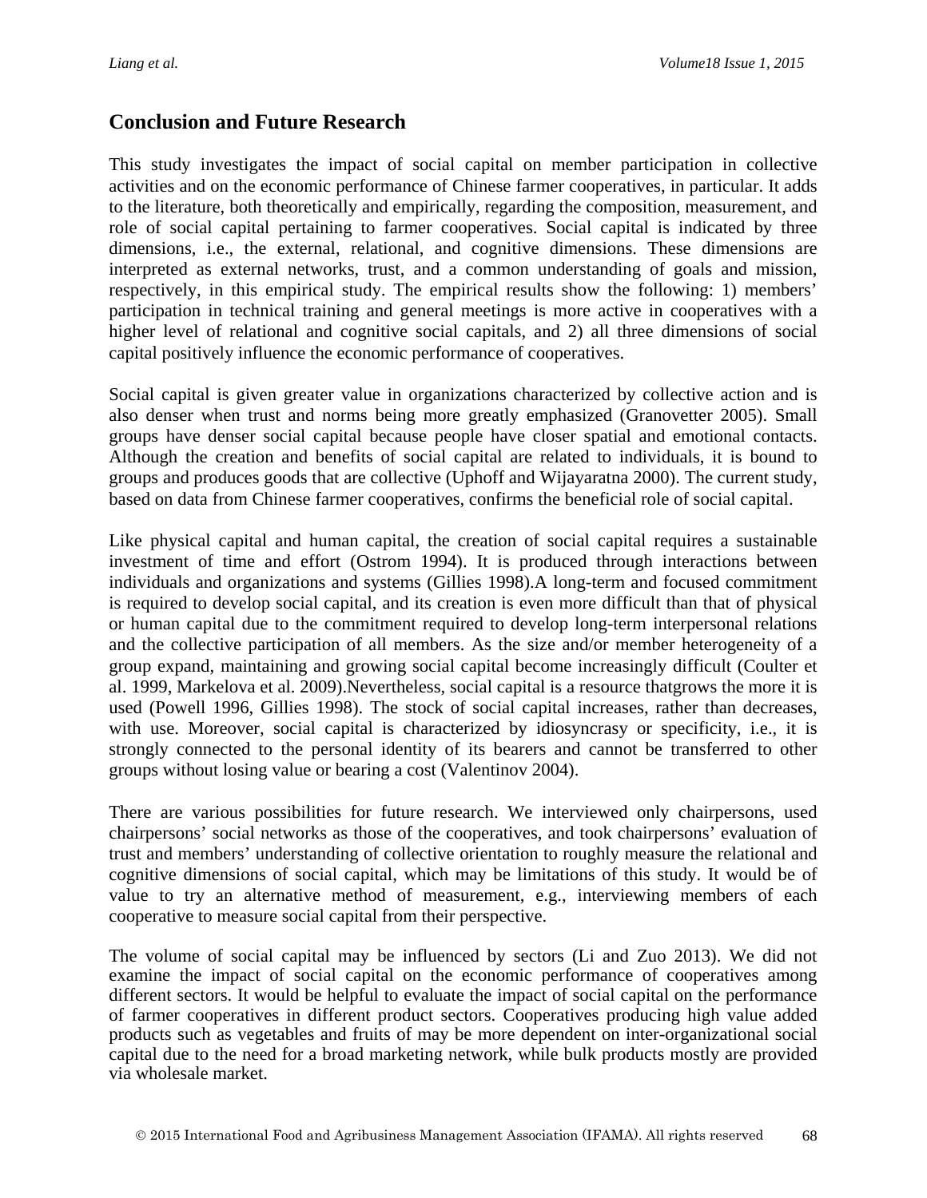## Conclusion and Future Research

This study investigates the impact of social capital on member participation in collective activities and on the economic performance of Chinese farmer cooperatives, in particular. It adds to the literature, both theoretically and empirically, regarding the composition, measurement, and role of social capital pertaining to farmer cooperatives. Social capital is indicated by three dimensions, i.e., the external, relational, and cognitive dimensions. These dimensions are interpreted as external networks, trust, and a common understanding of goals and mission, respectively, in this empirical study. The empirical results show the following: 1) members' participation in technical training and general meetings is more active in cooperatives with a higher level of relational and cognitive social capitals, and 2) all three dimensions of social capital positively influence the economic performance of cooperatives.

Social capital is given greater value in organizations characterized by collective action and is also denser when trust and norms being more greatly emphasized (Granovetter 2005). Small groups have denser social capital because people have closer spatial and emotional contacts. Although the creation and benefits of social capital are related to individuals, it is bound to groups and produces goods that are collective (Uphoff and Wijayaratna 2000). The current study, based on data from Chinese farmer cooperatives, confirms the beneficial role of social capital.

Like physical capital and human capital, the creation of social capital requires a sustainable investment of time and effort (Ostrom 1994). It is produced through interactions between individuals and organizations and systems (Gillies 1998).A long-term and focused commitment is required to develop social capital, and its creation is even more difficult than that of physical or human capital due to the commitment required to develop long-term interpersonal relations and the collective participation of all members. As the size and/or member heterogeneity of a group expand, maintaining and growing social capital become increasingly difficult (Coulter et al. 1999, Markelova et al. 2009).Nevertheless, social capital is a resource thatgrows the more it is used (Powell 1996, Gillies 1998). The stock of social capital increases, rather than decreases, with use. Moreover, social capital is characterized by idiosyncrasy or specificity, i.e., it is strongly connected to the personal identity of its bearers and cannot be transferred to other groups without losing value or bearing a cost (Valentinov 2004).

There are various possibilities for future research. We interviewed only chairpersons, used chairpersons' social networks as those of the cooperatives, and took chairpersons' evaluation of trust and members' understanding of collective orientation to roughly measure the relational and cognitive dimensions of social capital, which may be limitations of this study. It would be of value to try an alternative method of measurement, e.g., interviewing members of each cooperative to measure social capital from their perspective.

The volume of social capital may be influenced by sectors (Li and Zuo 2013). We did not examine the impact of social capital on the economic performance of cooperatives among different sectors. It would be helpful to evaluate the impact of social capital on the performance of farmer cooperatives in different product sectors. Cooperatives producing high value added products such as vegetables and fruits of may be more dependent on inter-organizational social capital due to the need for a broad marketing network, while bulk products mostly are provided via wholesale market.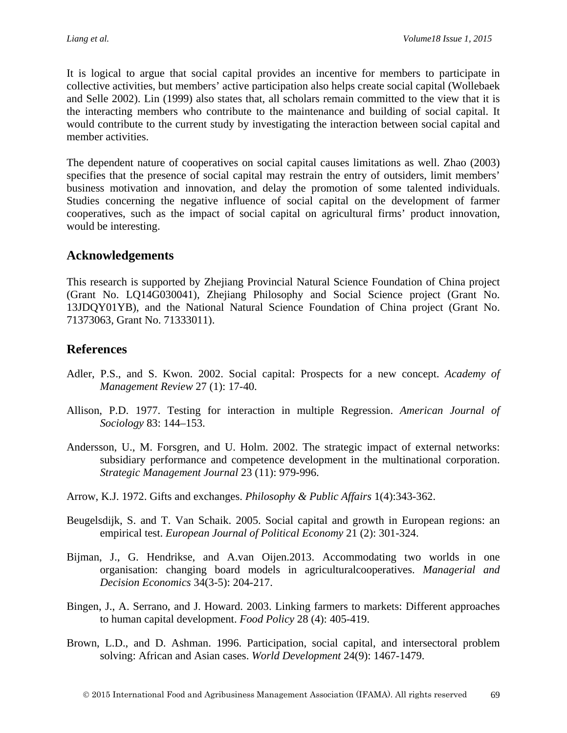It is logical to argue that social capital provides an incentive for members to participate in collective activities, but members' active participation also helps create social capital (Wollebaek and Selle 2002). Lin (1999) also states that, all scholars remain committed to the view that it is the interacting members who contribute to the maintenance and building of social capital. It would contribute to the current study by investigating the interaction between social capital and member activities.

The dependent nature of cooperatives on social capital causes limitations as well. Zhao (2003) specifies that the presence of social capital may restrain the entry of outsiders, limit members' business motivation and innovation, and delay the promotion of some talented individuals. Studies concerning the negative influence of social capital on the development of farmer cooperatives, such as the impact of social capital on agricultural firms' product innovation, would be interesting.

## Acknowledgements

This research is supported by Zhejiang Provincial Natural Science Foundation of China project (Grant No. LQ14G030041), Zhejiang Philosophy and Social Science project (Grant No. 13JDQY01YB), and the National Natural Science Foundation of China project (Grant No. 71373063, Grant No. 71333011).

## References

Adler, P.S., and S. Kwon. 2002. Social capital: Prospects for a new concept. *Academy of Management Review* 27 (1): 17-40.

Allison, P.D. 1977. Testing for interaction in multiple Regression. *American Journal of Sociology* 83: 144–153.

Andersson, U., M. Forsgren, and U. Holm. 2002. The strategic impact of external networks: subsidiary performance and competence development in the multinational corporation. *Strategic Management Journal* 23 (11): 979-996.

Arrow, K.J. 1972. Gifts and exchanges. *Philosophy & Public Affairs* 1(4):343-362.

Beugelsdijk, S. and T. Van Schaik. 2005. Social capital and growth in European regions: an empirical test. *European Journal of Political Economy* 21 (2): 301-324.

Bijman, J., G. Hendrikse, and A.van Oijen.2013. Accommodating two worlds in one organisation: changing board models in agriculturalcooperatives. *Managerial and Decision Economics* 34(3-5): 204-217.

Bingen, J., A. Serrano, and J. Howard. 2003. Linking farmers to markets: Different approaches to human capital development. *Food Policy* 28 (4): 405-419.

Brown, L.D., and D. Ashman. 1996. Participation, social capital, and intersectoral problem solving: African and Asian cases. *World Development* 24(9): 1467-1479.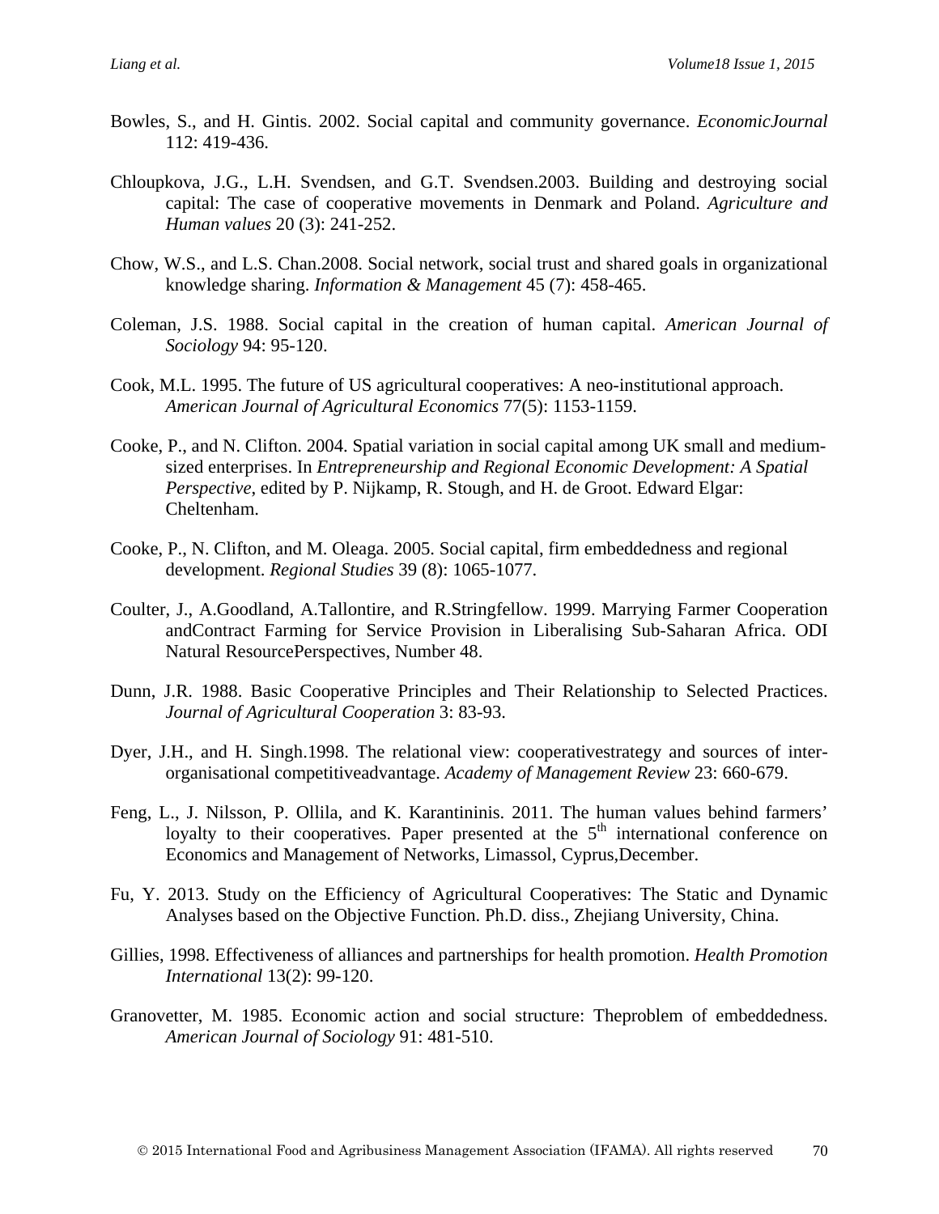Bowles, S., and H. Gintis. 2002. Social capital and community governance. *EconomicJournal* 112: 419-436.

Chloupkova, J.G., L.H. Svendsen, and G.T. Svendsen.2003. Building and destroying social capital: The case of cooperative movements in Denmark and Poland. *Agriculture and Human values* 20 (3): 241-252.

Chow, W.S., and L.S. Chan.2008. Social network, social trust and shared goals in organizational knowledge sharing. *Information & Management* 45 (7): 458-465.

Coleman, J.S. 1988. Social capital in the creation of human capital. *American Journal of Sociology* 94: 95-120.

Cook, M.L. 1995. The future of US agricultural cooperatives: A neo-institutional approach. *American Journal of Agricultural Economics* 77(5): 1153-1159.

Cooke, P., and N. Clifton. 2004. Spatial variation in social capital among UK small and medium-sized enterprises. In *Entrepreneurship and Regional Economic Development: A Spatial Perspective*, edited by P. Nijkamp, R. Stough, and H. de Groot. Edward Elgar: Cheltenham.

Cooke, P., N. Clifton, and M. Oleaga. 2005. Social capital, firm embeddedness and regional development. *Regional Studies* 39 (8): 1065-1077.

Coulter, J., A.Goodland, A.Tallontire, and R.Stringfellow. 1999. Marrying Farmer Cooperation andContract Farming for Service Provision in Liberalising Sub-Saharan Africa. ODI Natural ResourcePerspectives, Number 48.

Dunn, J.R. 1988. Basic Cooperative Principles and Their Relationship to Selected Practices. *Journal of Agricultural Cooperation* 3: 83-93.

Dyer, J.H., and H. Singh.1998. The relational view: cooperativestrategy and sources of inter-organisational competitiveadvantage. *Academy of Management Review* 23: 660-679.

Feng, L., J. Nilsson, P. Ollila, and K. Karantininis. 2011. The human values behind farmers' loyalty to their cooperatives. Paper presented at the 5th international conference on Economics and Management of Networks, Limassol, Cyprus,December.

Fu, Y. 2013. Study on the Efficiency of Agricultural Cooperatives: The Static and Dynamic Analyses based on the Objective Function. Ph.D. diss., Zhejiang University, China.

Gillies, 1998. Effectiveness of alliances and partnerships for health promotion. *Health Promotion International* 13(2): 99-120.

Granovetter, M. 1985. Economic action and social structure: Theproblem of embeddedness. *American Journal of Sociology* 91: 481-510.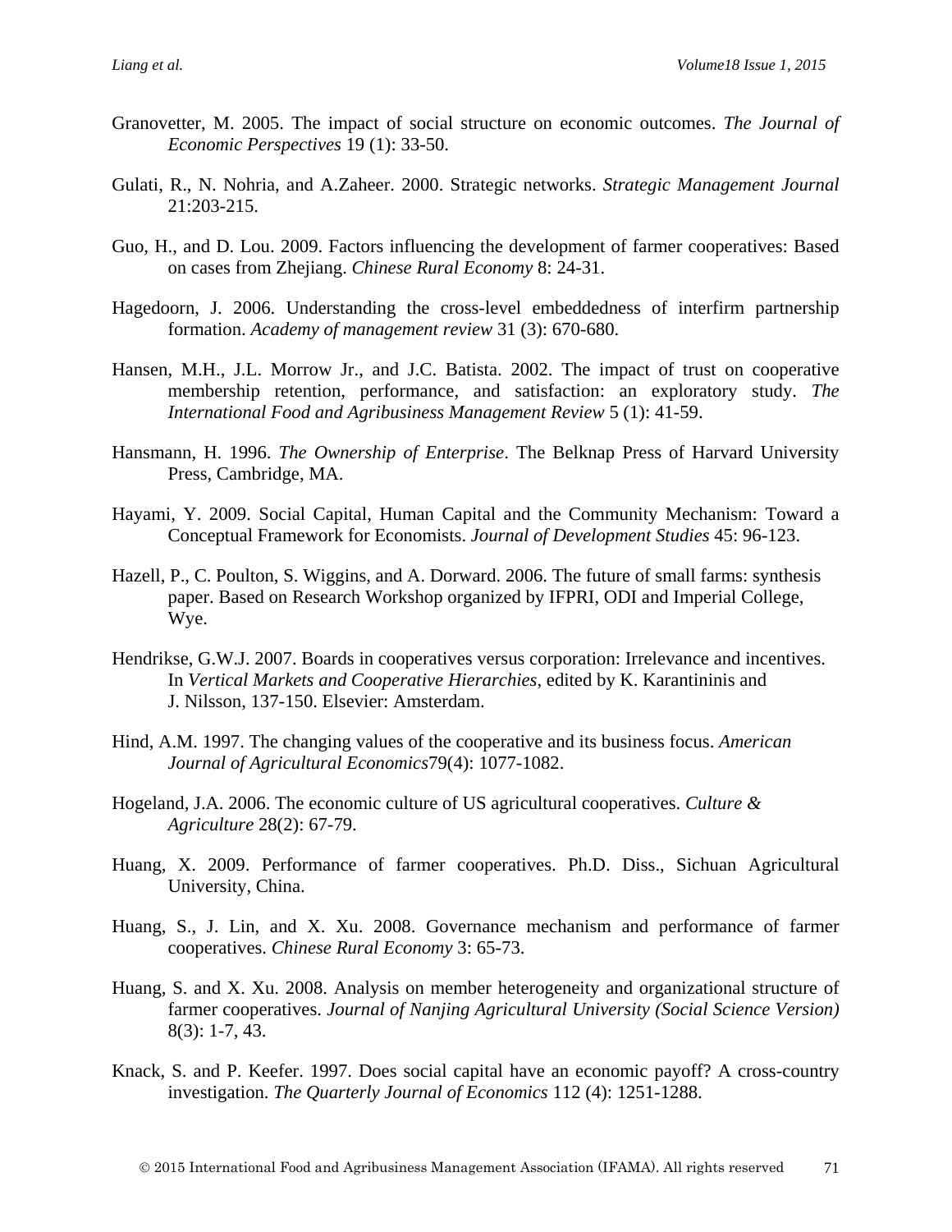Granovetter, M. 2005. The impact of social structure on economic outcomes. *The Journal of Economic Perspectives* 19 (1): 33-50.

Gulati, R., N. Nohria, and A.Zaheer. 2000. Strategic networks. *Strategic Management Journal* 21:203-215.

Guo, H., and D. Lou. 2009. Factors influencing the development of farmer cooperatives: Based on cases from Zhejiang. *Chinese Rural Economy* 8: 24-31.

Hagedoorn, J. 2006. Understanding the cross-level embeddedness of interfirm partnership formation. *Academy of management review* 31 (3): 670-680.

Hansen, M.H., J.L. Morrow Jr., and J.C. Batista. 2002. The impact of trust on cooperative membership retention, performance, and satisfaction: an exploratory study. *The International Food and Agribusiness Management Review* 5 (1): 41-59.

Hansmann, H. 1996. *The Ownership of Enterprise*. The Belknap Press of Harvard University Press, Cambridge, MA.

Hayami, Y. 2009. Social Capital, Human Capital and the Community Mechanism: Toward a Conceptual Framework for Economists. *Journal of Development Studies* 45: 96-123.

Hazell, P., C. Poulton, S. Wiggins, and A. Dorward. 2006. The future of small farms: synthesis paper. Based on Research Workshop organized by IFPRI, ODI and Imperial College, Wye.

Hendrikse, G.W.J. 2007. Boards in cooperatives versus corporation: Irrelevance and incentives. In *Vertical Markets and Cooperative Hierarchies*, edited by K. Karantininis and J. Nilsson, 137-150. Elsevier: Amsterdam.

Hind, A.M. 1997. The changing values of the cooperative and its business focus. *American Journal of Agricultural Economics*79(4): 1077-1082.

Hogeland, J.A. 2006. The economic culture of US agricultural cooperatives. *Culture & Agriculture* 28(2): 67-79.

Huang, X. 2009. Performance of farmer cooperatives. Ph.D. Diss., Sichuan Agricultural University, China.

Huang, S., J. Lin, and X. Xu. 2008. Governance mechanism and performance of farmer cooperatives. *Chinese Rural Economy* 3: 65-73.

Huang, S. and X. Xu. 2008. Analysis on member heterogeneity and organizational structure of farmer cooperatives. *Journal of Nanjing Agricultural University (Social Science Version)* 8(3): 1-7, 43.

Knack, S. and P. Keefer. 1997. Does social capital have an economic payoff? A cross-country investigation. *The Quarterly Journal of Economics* 112 (4): 1251-1288.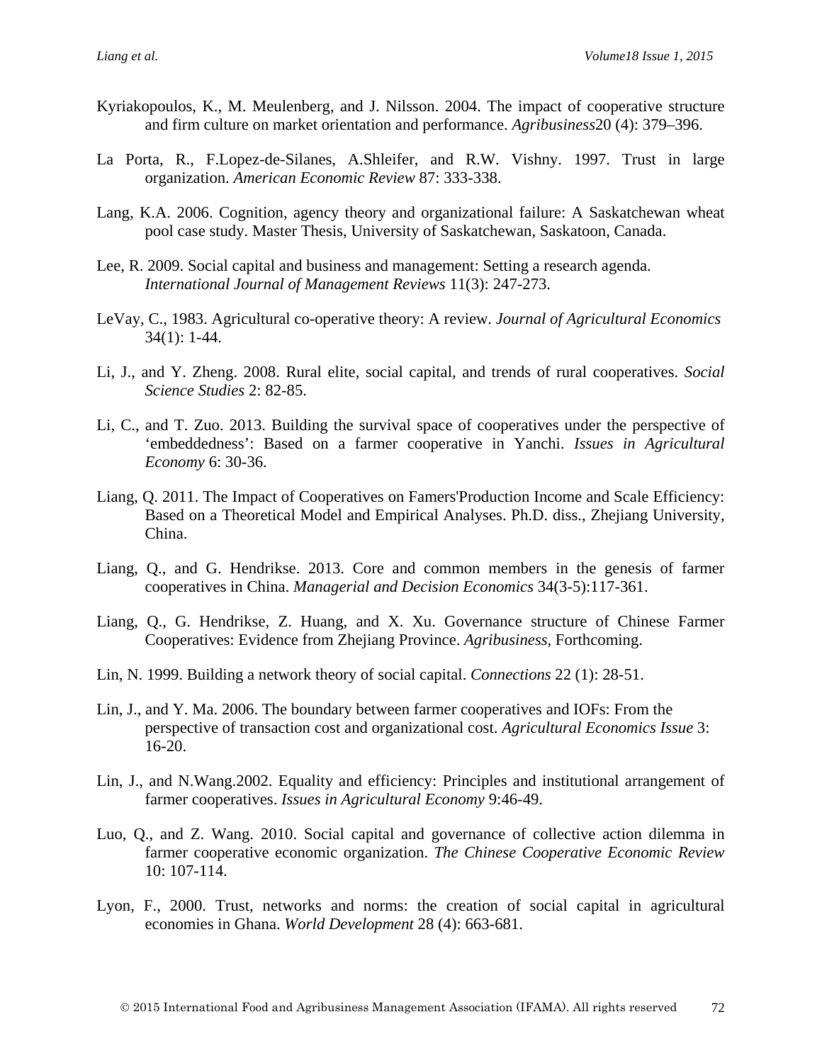Kyriakopoulos, K., M. Meulenberg, and J. Nilsson. 2004. The impact of cooperative structure and firm culture on market orientation and performance. *Agribusiness*20 (4): 379–396.

La Porta, R., F.Lopez-de-Silanes, A.Shleifer, and R.W. Vishny. 1997. Trust in large organization. *American Economic Review* 87: 333-338.

Lang, K.A. 2006. Cognition, agency theory and organizational failure: A Saskatchewan wheat pool case study. Master Thesis, University of Saskatchewan, Saskatoon, Canada.

Lee, R. 2009. Social capital and business and management: Setting a research agenda. *International Journal of Management Reviews* 11(3): 247-273.

LeVay, C., 1983. Agricultural co-operative theory: A review. *Journal of Agricultural Economics* 34(1): 1-44.

Li, J., and Y. Zheng. 2008. Rural elite, social capital, and trends of rural cooperatives. *Social Science Studies* 2: 82-85.

Li, C., and T. Zuo. 2013. Building the survival space of cooperatives under the perspective of 'embeddedness': Based on a farmer cooperative in Yanchi. *Issues in Agricultural Economy* 6: 30-36.

Liang, Q. 2011. The Impact of Cooperatives on Famers'Production Income and Scale Efficiency: Based on a Theoretical Model and Empirical Analyses. Ph.D. diss., Zhejiang University, China.

Liang, Q., and G. Hendrikse. 2013. Core and common members in the genesis of farmer cooperatives in China. *Managerial and Decision Economics* 34(3-5):117-361.

Liang, Q., G. Hendrikse, Z. Huang, and X. Xu. Governance structure of Chinese Farmer Cooperatives: Evidence from Zhejiang Province. *Agribusiness*, Forthcoming.

Lin, N. 1999. Building a network theory of social capital. *Connections* 22 (1): 28-51.

Lin, J., and Y. Ma. 2006. The boundary between farmer cooperatives and IOFs: From the perspective of transaction cost and organizational cost. *Agricultural Economics Issue* 3: 16-20.

Lin, J., and N.Wang.2002. Equality and efficiency: Principles and institutional arrangement of farmer cooperatives. *Issues in Agricultural Economy* 9:46-49.

Luo, Q., and Z. Wang. 2010. Social capital and governance of collective action dilemma in farmer cooperative economic organization. *The Chinese Cooperative Economic Review* 10: 107-114.

Lyon, F., 2000. Trust, networks and norms: the creation of social capital in agricultural economies in Ghana. *World Development* 28 (4): 663-681.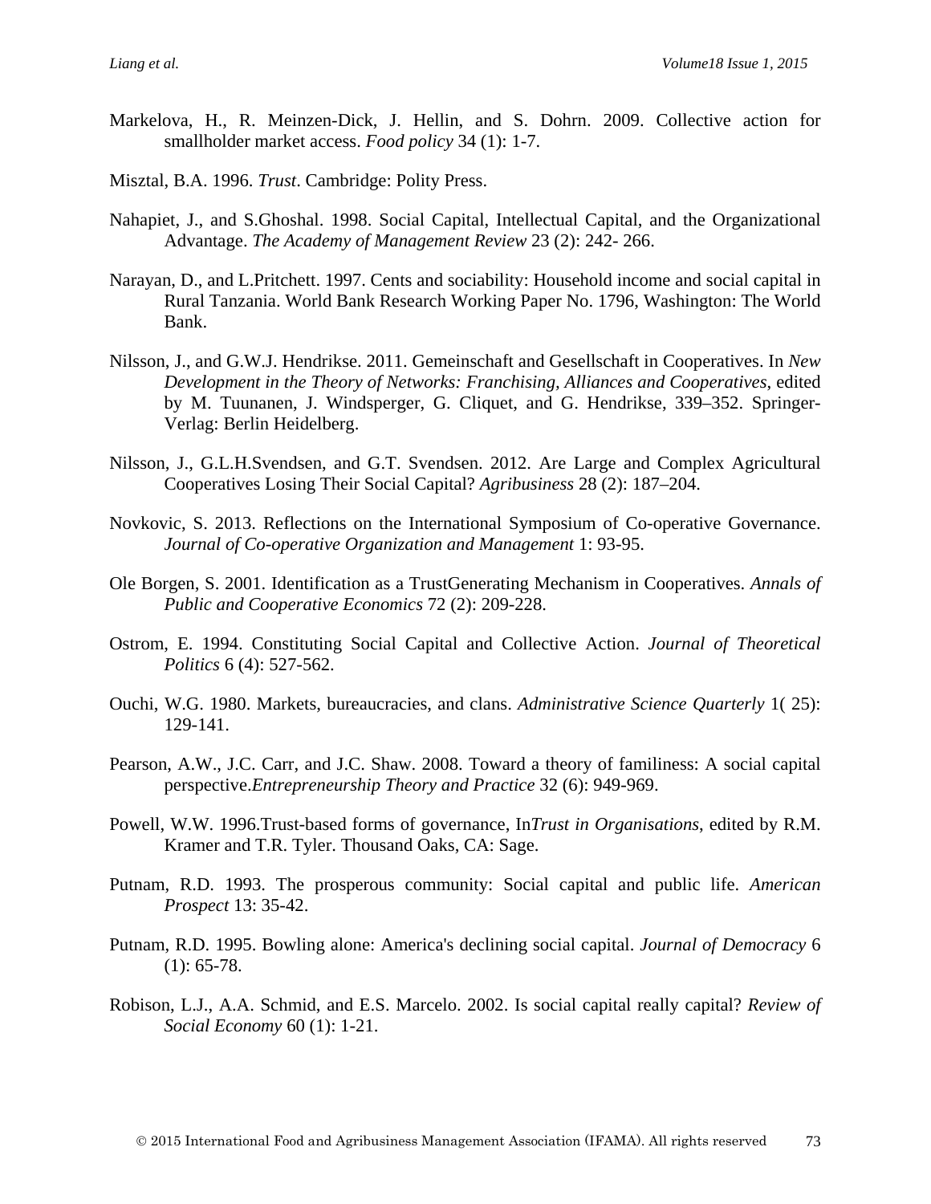Markelova, H., R. Meinzen-Dick, J. Hellin, and S. Dohrn. 2009. Collective action for smallholder market access. *Food policy* 34 (1): 1-7.

Misztal, B.A. 1996. *Trust*. Cambridge: Polity Press.

Nahapiet, J., and S.Ghoshal. 1998. Social Capital, Intellectual Capital, and the Organizational Advantage. *The Academy of Management Review* 23 (2): 242- 266.

Narayan, D., and L.Pritchett. 1997. Cents and sociability: Household income and social capital in Rural Tanzania. World Bank Research Working Paper No. 1796, Washington: The World Bank.

Nilsson, J., and G.W.J. Hendrikse. 2011. Gemeinschaft and Gesellschaft in Cooperatives. In *New Development in the Theory of Networks: Franchising, Alliances and Cooperatives*, edited by M. Tuunanen, J. Windsperger, G. Cliquet, and G. Hendrikse, 339–352. Springer-Verlag: Berlin Heidelberg.

Nilsson, J., G.L.H.Svendsen, and G.T. Svendsen. 2012. Are Large and Complex Agricultural Cooperatives Losing Their Social Capital? *Agribusiness* 28 (2): 187–204.

Novkovic, S. 2013. Reflections on the International Symposium of Co-operative Governance. *Journal of Co-operative Organization and Management* 1: 93-95.

Ole Borgen, S. 2001. Identification as a TrustGenerating Mechanism in Cooperatives. *Annals of Public and Cooperative Economics* 72 (2): 209-228.

Ostrom, E. 1994. Constituting Social Capital and Collective Action. *Journal of Theoretical Politics* 6 (4): 527-562.

Ouchi, W.G. 1980. Markets, bureaucracies, and clans. *Administrative Science Quarterly* 1( 25): 129-141.

Pearson, A.W., J.C. Carr, and J.C. Shaw. 2008. Toward a theory of familiness: A social capital perspective.*Entrepreneurship Theory and Practice* 32 (6): 949-969.

Powell, W.W. 1996.Trust-based forms of governance, In*Trust in Organisations*, edited by R.M. Kramer and T.R. Tyler. Thousand Oaks, CA: Sage.

Putnam, R.D. 1993. The prosperous community: Social capital and public life. *American Prospect* 13: 35-42.

Putnam, R.D. 1995. Bowling alone: America's declining social capital. *Journal of Democracy* 6 (1): 65-78.

Robison, L.J., A.A. Schmid, and E.S. Marcelo. 2002. Is social capital really capital? *Review of Social Economy* 60 (1): 1-21.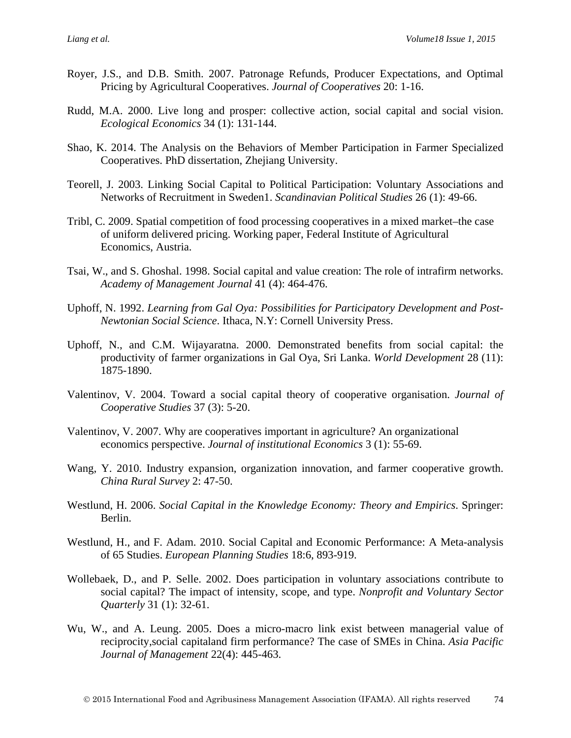Royer, J.S., and D.B. Smith. 2007. Patronage Refunds, Producer Expectations, and Optimal Pricing by Agricultural Cooperatives. *Journal of Cooperatives* 20: 1-16.

Rudd, M.A. 2000. Live long and prosper: collective action, social capital and social vision. *Ecological Economics* 34 (1): 131-144.

Shao, K. 2014. The Analysis on the Behaviors of Member Participation in Farmer Specialized Cooperatives. PhD dissertation, Zhejiang University.

Teorell, J. 2003. Linking Social Capital to Political Participation: Voluntary Associations and Networks of Recruitment in Sweden1. *Scandinavian Political Studies* 26 (1): 49-66.

Tribl, C. 2009. Spatial competition of food processing cooperatives in a mixed market–the case of uniform delivered pricing. Working paper, Federal Institute of Agricultural Economics, Austria.

Tsai, W., and S. Ghoshal. 1998. Social capital and value creation: The role of intrafirm networks. *Academy of Management Journal* 41 (4): 464-476.

Uphoff, N. 1992. *Learning from Gal Oya: Possibilities for Participatory Development and Post-Newtonian Social Science*. Ithaca, N.Y: Cornell University Press.

Uphoff, N., and C.M. Wijayaratna. 2000. Demonstrated benefits from social capital: the productivity of farmer organizations in Gal Oya, Sri Lanka. *World Development* 28 (11): 1875-1890.

Valentinov, V. 2004. Toward a social capital theory of cooperative organisation. *Journal of Cooperative Studies* 37 (3): 5-20.

Valentinov, V. 2007. Why are cooperatives important in agriculture? An organizational economics perspective. *Journal of institutional Economics* 3 (1): 55-69.

Wang, Y. 2010. Industry expansion, organization innovation, and farmer cooperative growth. *China Rural Survey* 2: 47-50.

Westlund, H. 2006. *Social Capital in the Knowledge Economy: Theory and Empirics*. Springer: Berlin.

Westlund, H., and F. Adam. 2010. Social Capital and Economic Performance: A Meta-analysis of 65 Studies. *European Planning Studies* 18:6, 893-919.

Wollebaek, D., and P. Selle. 2002. Does participation in voluntary associations contribute to social capital? The impact of intensity, scope, and type. *Nonprofit and Voluntary Sector Quarterly* 31 (1): 32-61.

Wu, W., and A. Leung. 2005. Does a micro-macro link exist between managerial value of reciprocity,social capitaland firm performance? The case of SMEs in China. *Asia Pacific Journal of Management* 22(4): 445-463.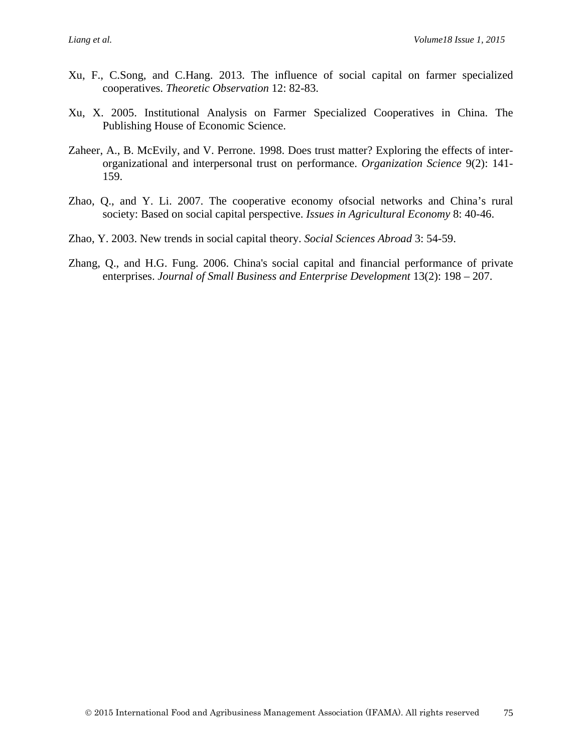Xu, F., C.Song, and C.Hang. 2013. The influence of social capital on farmer specialized cooperatives. *Theoretic Observation* 12: 82-83.

Xu, X. 2005. Institutional Analysis on Farmer Specialized Cooperatives in China. The Publishing House of Economic Science.

Zaheer, A., B. McEvily, and V. Perrone. 1998. Does trust matter? Exploring the effects of inter-organizational and interpersonal trust on performance. *Organization Science* 9(2): 141-159.

Zhao, Q., and Y. Li. 2007. The cooperative economy ofsocial networks and China's rural society: Based on social capital perspective. *Issues in Agricultural Economy* 8: 40-46.

Zhao, Y. 2003. New trends in social capital theory. *Social Sciences Abroad* 3: 54-59.

Zhang, Q., and H.G. Fung. 2006. China's social capital and financial performance of private enterprises. *Journal of Small Business and Enterprise Development* 13(2): 198 – 207.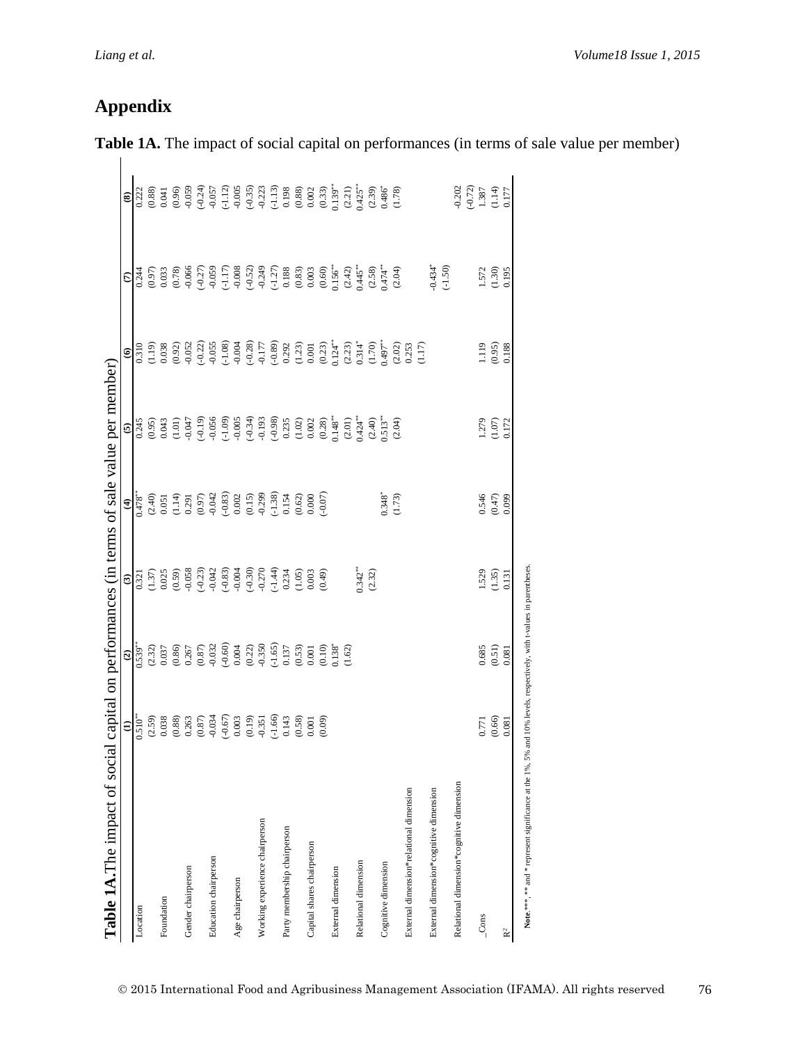# Appendix

**Table 1A.** The impact of social capital on performances (in terms of sale value per member)

| | (1) | (2) | (3) | (4) | (5) | (6) | (7) | (8) |
|---|---|---|---|---|---|---|---|---|
| Location | 0.510** | 0.539** | 0.321 | 0.478** | 0.245 | 0.310 | 0.244 | 0.222 |
| | (2.59) | (2.32) | (1.37) | (2.40) | (0.95) | (1.19) | (0.97) | (0.88) |
| Foundation | 0.038 | 0.037 | 0.025 | 0.051 | 0.043 | 0.038 | 0.033 | 0.041 |
| | (0.88) | (0.86) | (0.59) | (1.14) | (1.01) | (0.92) | (0.78) | (0.96) |
| Gender chairperson | 0.263 | 0.267 | -0.058 | 0.291 | -0.047 | -0.052 | -0.066 | -0.059 |
| | (0.87) | (0.87) | (-0.23) | (0.97) | (-0.19) | (-0.22) | (-0.27) | (-0.24) |
| Education chairperson | -0.034 | -0.032 | -0.042 | -0.042 | -0.056 | -0.055 | -0.059 | -0.057 |
| | (-0.67) | (-0.60) | (-0.83) | (-0.83) | (-1.09) | (-1.08) | (-1.17) | (-1.12) |
| Age chairperson | 0.003 | 0.004 | -0.004 | 0.002 | -0.005 | -0.004 | -0.008 | -0.005 |
| | (0.19) | (0.22) | (-0.30) | (0.15) | (-0.34) | (-0.28) | (-0.52) | (-0.35) |
| Working experience chairperson | -0.351 | -0.350 | -0.270 | -0.299 | -0.193 | -0.177 | -0.249 | -0.223 |
| | (-1.66) | (-1.65) | (-1.44) | (-1.38) | (-0.98) | (-0.89) | (-1.27) | (-1.13) |
| Party membership chairperson | 0.143 | 0.137 | 0.234 | 0.154 | 0.235 | 0.292 | 0.188 | 0.198 |
| | (0.58) | (0.53) | (1.05) | (0.62) | (1.02) | (1.23) | (0.83) | (0.88) |
| Capital shares chairperson | 0.001 | 0.001 | 0.003 | 0.000 | 0.002 | 0.001 | 0.003 | 0.002 |
| | (0.09) | (0.10) | (0.49) | (-0.07) | (0.28) | (0.23) | (0.60) | (0.33) |
| External dimension | | 0.138* | | | 0.148** | 0.124** | 0.156** | 0.139** |
| | | (1.62) | | | (2.01) | (2.23) | (2.42) | (2.21) |
| Relational dimension | | | 0.342** | | 0.424** | 0.314* | 0.445** | 0.425** |
| | | | (2.32) | | (2.40) | (1.70) | (2.58) | (2.39) |
| Cognitive dimension | | | | 0.348* | 0.513** | 0.497** | 0.474** | 0.486* |
| | | | | (1.73) | (2.04) | (2.02) | (2.04) | (1.78) |
| External dimension*relational dimension | | | | | | 0.253 | | |
| | | | | | | (1.17) | | |
| External dimension*cognitive dimension | | | | | | | -0.434* | |
| | | | | | | | (-1.50) | |
| Relational dimension*cognitive dimension | | | | | | | | -0.202 |
| | | | | | | | | (-0.72) |
| _Cons | 0.771 | 0.685 | 1.529 | 0.546 | 1.279 | 1.119 | 1.572 | 1.387 |
| | (0.66) | (0.51) | (1.35) | (0.47) | (1.07) | (0.95) | (1.30) | (1.14) |
| $R^2$ | 0.081 | 0.081 | 0.131 | 0.099 | 0.172 | 0.188 | 0.195 | 0.177 |

**Note.** ***, ** and * represent significance at the 1%, 5% and 10% levels, respectively, with t-values in parentheses.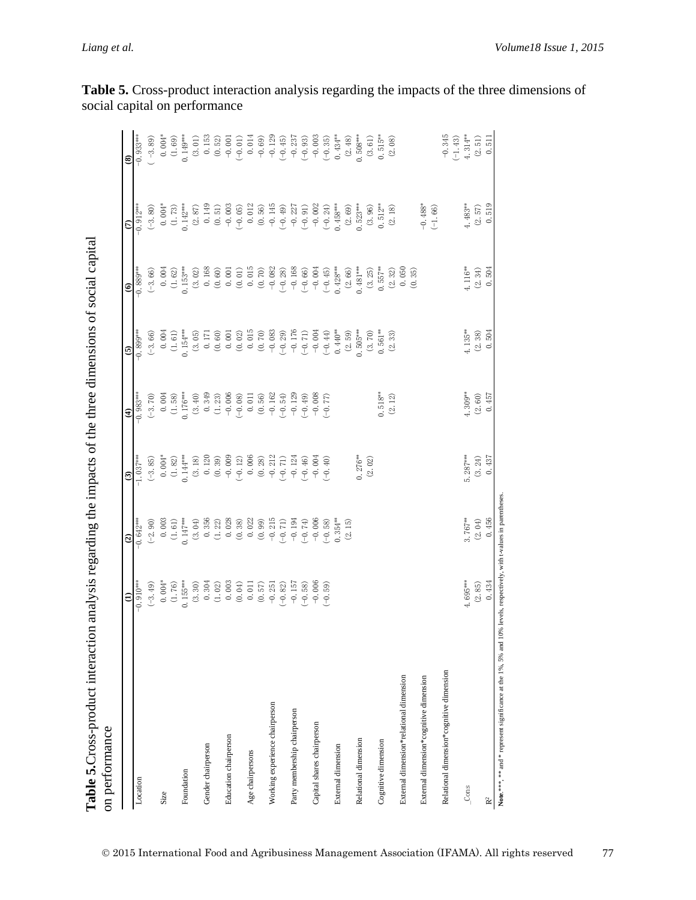**Table 5.** Cross-product interaction analysis regarding the impacts of the three dimensions of social capital on performance

| | (1) | (2) | (3) | (4) | (5) | (6) | (7) | (8) |
|---|---|---|---|---|---|---|---|---|
| Location | −0.910*** | −0.642*** | −1.037*** | −0.983*** | −0.899*** | −0.889*** | −0.912*** | −0.933*** |
| | (−3.49) | (−2.90) | (−3.85) | (−3.70) | (−3.66) | (−3.66) | (−3.80) | (−3.89) |
| Size | 0.004* | 0.003 | 0.004* | 0.004 | 0.004 | 0.004 | 0.004* | 0.004* |
| | (1.76) | (1.61) | (1.82) | (1.58) | (1.61) | (1.62) | (1.73) | (1.69) |
| Foundation | 0.155*** | 0.147*** | 0.144*** | 0.176*** | 0.154*** | 0.153*** | 0.142*** | 0.149*** |
| | (3.30) | (3.04) | (3.18) | (3.40) | (3.05) | (3.02) | (2.87) | (3.01) |
| Gender chairperson | 0.304 | 0.356 | 0.120 | 0.349 | 0.171 | 0.168 | 0.149 | 0.153 |
| | (1.02) | (1.22) | (0.39) | (1.23) | (0.60) | (0.60) | (0.51) | (0.52) |
| Education chairperson | 0.003 | 0.028 | −0.009 | −0.006 | 0.001 | 0.001 | −0.003 | −0.001 |
| | (0.04) | (0.38) | (−0.12) | (−0.08) | (0.02) | (0.01) | (−0.05) | (−0.01) |
| Age chairpersons | 0.011 | 0.022 | 0.006 | 0.011 | 0.015 | 0.015 | 0.012 | 0.014 |
| | (0.57) | (0.99) | (0.28) | (0.56) | (0.70) | (0.70) | (0.56) | (0.69) |
| Working experience chairperson | −0.251 | −0.215 | −0.212 | −0.162 | −0.083 | −0.082 | −0.145 | −0.129 |
| | (−0.82) | (−0.71) | (−0.71) | (−0.54) | (−0.29) | (−0.28) | (−0.49) | (−0.45) |
| Party membership chairperson | −0.157 | −0.194 | −0.124 | −0.129 | −0.176 | −0.168 | −0.227 | −0.237 |
| | (−0.58) | (−0.74) | (−0.46) | (−0.49) | (−0.71) | (−0.66) | (−0.91) | (−0.93) |
| Capital shares chairperson | −0.006 | −0.006 | −0.004 | −0.008 | −0.004 | −0.004 | −0.002 | −0.003 |
| | (−0.59) | (−0.58) | (−0.40) | (−0.77) | (−0.44) | (−0.45) | (−0.24) | (−0.35) |
| External dimension | | 0.354** | | | 0.440** | 0.428*** | 0.458*** | 0.434** |
| | | (2.15) | | | (2.59) | (2.66) | (2.69) | (2.48) |
| Relational dimension | | | 0.276** | | 0.505*** | 0.481*** | 0.523*** | 0.508*** |
| | | | (2.02) | | (3.70) | (3.25) | (3.96) | (3.61) |
| Cognitive dimension | | | | 0.518** | 0.561** | 0.557** | 0.512** | 0.515** |
| | | | | (2.12) | (2.33) | (2.32) | (2.18) | (2.08) |
| External dimension*relational dimension | | | | | | 0.050 | | |
| | | | | | | (0.35) | | |
| External dimension*cognitive dimension | | | | | | | −0.488* | |
| | | | | | | | (−1.66) | |
| Relational dimension*cognitive dimension | | | | | | | | −0.345 |
| | | | | | | | | (−1.43) |
| _Cons | 4.695*** | 3.767** | 5.287*** | 4.309** | 4.135** | 4.116** | 4.483** | 4.314** |
| | (2.85) | (2.04) | (3.24) | (2.60) | (2.38) | (2.34) | (2.57) | (2.51) |
| $R^2$ | 0.434 | 0.456 | 0.437 | 0.457 | 0.504 | 0.504 | 0.519 | 0.511 |

**Note.** ***, ** and * represent significance at the 1%, 5% and 10% levels, respectively, with t-values in parentheses.